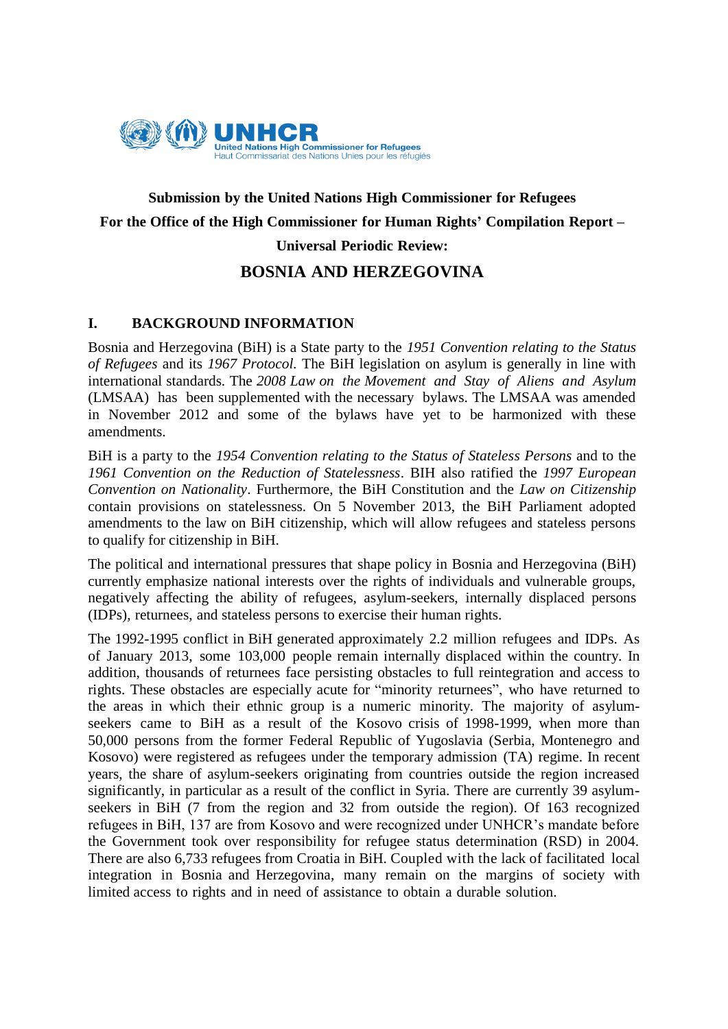UNHCR
United Nations High Commissioner for Refugees
Haut Commissariat des Nations Unies pour les réfugiés

**Submission by the United Nations High Commissioner for Refugees**

**For the Office of the High Commissioner for Human Rights' Compilation Report –**

**Universal Periodic Review:**

# BOSNIA AND HERZEGOVINA

## I. BACKGROUND INFORMATION

Bosnia and Herzegovina (BiH) is a State party to the *1951 Convention relating to the Status of Refugees* and its *1967 Protocol.* The BiH legislation on asylum is generally in line with international standards. The *2008 Law on the Movement and Stay of Aliens and Asylum* (LMSAA) has been supplemented with the necessary bylaws. The LMSAA was amended in November 2012 and some of the bylaws have yet to be harmonized with these amendments.

BiH is a party to the *1954 Convention relating to the Status of Stateless Persons* and to the *1961 Convention on the Reduction of Statelessness*. BIH also ratified the *1997 European Convention on Nationality*. Furthermore, the BiH Constitution and the *Law on Citizenship* contain provisions on statelessness. On 5 November 2013, the BiH Parliament adopted amendments to the law on BiH citizenship, which will allow refugees and stateless persons to qualify for citizenship in BiH.

The political and international pressures that shape policy in Bosnia and Herzegovina (BiH) currently emphasize national interests over the rights of individuals and vulnerable groups, negatively affecting the ability of refugees, asylum-seekers, internally displaced persons (IDPs), returnees, and stateless persons to exercise their human rights.

The 1992-1995 conflict in BiH generated approximately 2.2 million refugees and IDPs. As of January 2013, some 103,000 people remain internally displaced within the country. In addition, thousands of returnees face persisting obstacles to full reintegration and access to rights. These obstacles are especially acute for "minority returnees", who have returned to the areas in which their ethnic group is a numeric minority. The majority of asylum-seekers came to BiH as a result of the Kosovo crisis of 1998-1999, when more than 50,000 persons from the former Federal Republic of Yugoslavia (Serbia, Montenegro and Kosovo) were registered as refugees under the temporary admission (TA) regime. In recent years, the share of asylum-seekers originating from countries outside the region increased significantly, in particular as a result of the conflict in Syria. There are currently 39 asylum-seekers in BiH (7 from the region and 32 from outside the region). Of 163 recognized refugees in BiH, 137 are from Kosovo and were recognized under UNHCR's mandate before the Government took over responsibility for refugee status determination (RSD) in 2004. There are also 6,733 refugees from Croatia in BiH. Coupled with the lack of facilitated local integration in Bosnia and Herzegovina, many remain on the margins of society with limited access to rights and in need of assistance to obtain a durable solution.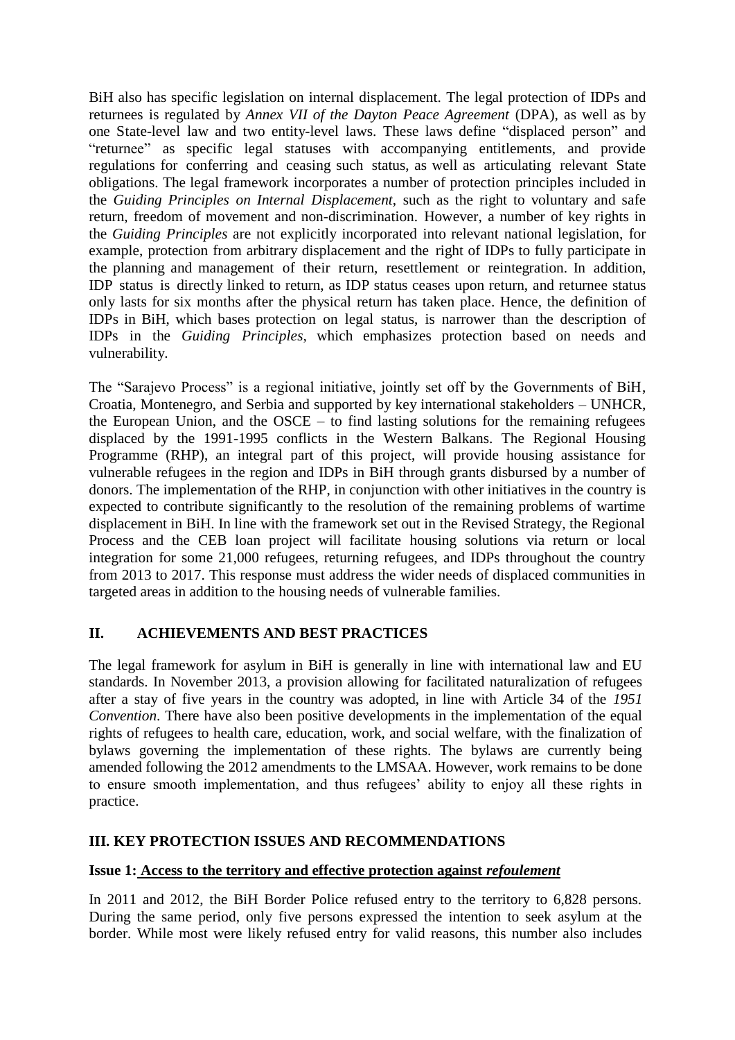BiH also has specific legislation on internal displacement. The legal protection of IDPs and returnees is regulated by *Annex VII of the Dayton Peace Agreement* (DPA), as well as by one State-level law and two entity-level laws. These laws define "displaced person" and "returnee" as specific legal statuses with accompanying entitlements, and provide regulations for conferring and ceasing such status, as well as articulating relevant State obligations. The legal framework incorporates a number of protection principles included in the *Guiding Principles on Internal Displacement*, such as the right to voluntary and safe return, freedom of movement and non-discrimination. However, a number of key rights in the *Guiding Principles* are not explicitly incorporated into relevant national legislation, for example, protection from arbitrary displacement and the right of IDPs to fully participate in the planning and management of their return, resettlement or reintegration. In addition, IDP status is directly linked to return, as IDP status ceases upon return, and returnee status only lasts for six months after the physical return has taken place. Hence, the definition of IDPs in BiH, which bases protection on legal status, is narrower than the description of IDPs in the *Guiding Principles*, which emphasizes protection based on needs and vulnerability.

The "Sarajevo Process" is a regional initiative, jointly set off by the Governments of BiH, Croatia, Montenegro, and Serbia and supported by key international stakeholders – UNHCR, the European Union, and the OSCE – to find lasting solutions for the remaining refugees displaced by the 1991-1995 conflicts in the Western Balkans. The Regional Housing Programme (RHP), an integral part of this project, will provide housing assistance for vulnerable refugees in the region and IDPs in BiH through grants disbursed by a number of donors. The implementation of the RHP, in conjunction with other initiatives in the country is expected to contribute significantly to the resolution of the remaining problems of wartime displacement in BiH. In line with the framework set out in the Revised Strategy, the Regional Process and the CEB loan project will facilitate housing solutions via return or local integration for some 21,000 refugees, returning refugees, and IDPs throughout the country from 2013 to 2017. This response must address the wider needs of displaced communities in targeted areas in addition to the housing needs of vulnerable families.

## II. ACHIEVEMENTS AND BEST PRACTICES

The legal framework for asylum in BiH is generally in line with international law and EU standards. In November 2013, a provision allowing for facilitated naturalization of refugees after a stay of five years in the country was adopted, in line with Article 34 of the *1951 Convention*. There have also been positive developments in the implementation of the equal rights of refugees to health care, education, work, and social welfare, with the finalization of bylaws governing the implementation of these rights. The bylaws are currently being amended following the 2012 amendments to the LMSAA. However, work remains to be done to ensure smooth implementation, and thus refugees' ability to enjoy all these rights in practice.

## III. KEY PROTECTION ISSUES AND RECOMMENDATIONS

### Issue 1: Access to the territory and effective protection against *refoulement*

In 2011 and 2012, the BiH Border Police refused entry to the territory to 6,828 persons. During the same period, only five persons expressed the intention to seek asylum at the border. While most were likely refused entry for valid reasons, this number also includes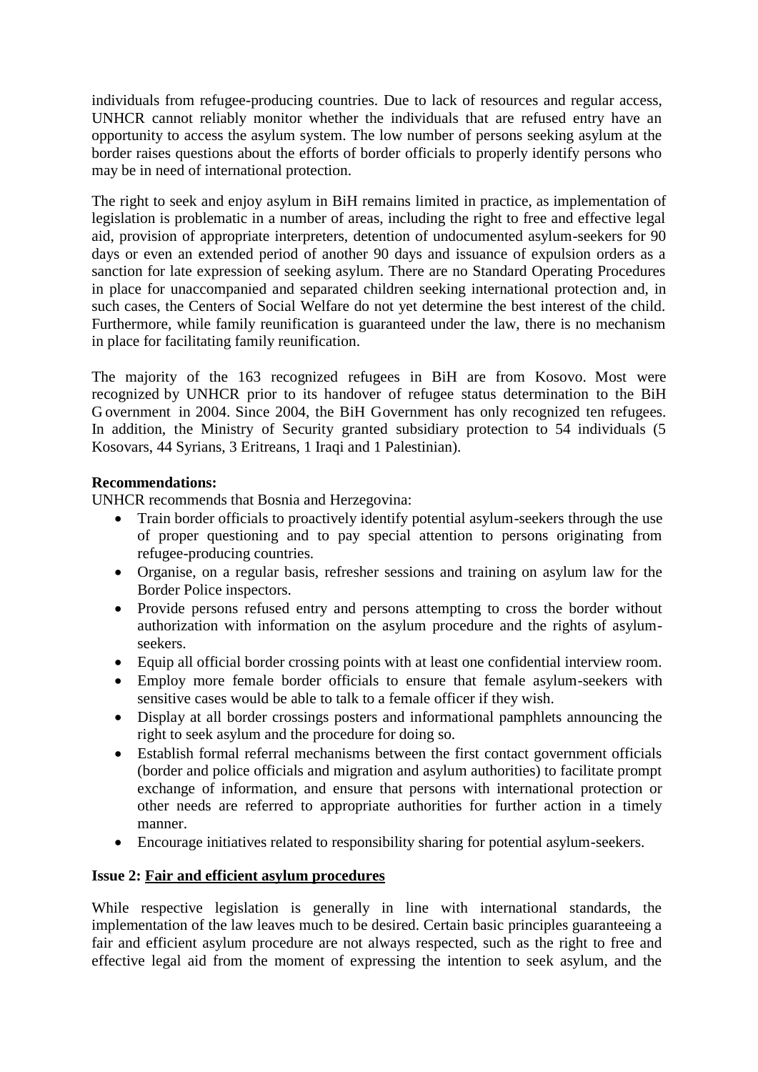individuals from refugee-producing countries. Due to lack of resources and regular access, UNHCR cannot reliably monitor whether the individuals that are refused entry have an opportunity to access the asylum system. The low number of persons seeking asylum at the border raises questions about the efforts of border officials to properly identify persons who may be in need of international protection.

The right to seek and enjoy asylum in BiH remains limited in practice, as implementation of legislation is problematic in a number of areas, including the right to free and effective legal aid, provision of appropriate interpreters, detention of undocumented asylum-seekers for 90 days or even an extended period of another 90 days and issuance of expulsion orders as a sanction for late expression of seeking asylum. There are no Standard Operating Procedures in place for unaccompanied and separated children seeking international protection and, in such cases, the Centers of Social Welfare do not yet determine the best interest of the child. Furthermore, while family reunification is guaranteed under the law, there is no mechanism in place for facilitating family reunification.

The majority of the 163 recognized refugees in BiH are from Kosovo. Most were recognized by UNHCR prior to its handover of refugee status determination to the BiH Government in 2004. Since 2004, the BiH Government has only recognized ten refugees. In addition, the Ministry of Security granted subsidiary protection to 54 individuals (5 Kosovars, 44 Syrians, 3 Eritreans, 1 Iraqi and 1 Palestinian).

**Recommendations:**

UNHCR recommends that Bosnia and Herzegovina:

- Train border officials to proactively identify potential asylum-seekers through the use of proper questioning and to pay special attention to persons originating from refugee-producing countries.
- Organise, on a regular basis, refresher sessions and training on asylum law for the Border Police inspectors.
- Provide persons refused entry and persons attempting to cross the border without authorization with information on the asylum procedure and the rights of asylum-seekers.
- Equip all official border crossing points with at least one confidential interview room.
- Employ more female border officials to ensure that female asylum-seekers with sensitive cases would be able to talk to a female officer if they wish.
- Display at all border crossings posters and informational pamphlets announcing the right to seek asylum and the procedure for doing so.
- Establish formal referral mechanisms between the first contact government officials (border and police officials and migration and asylum authorities) to facilitate prompt exchange of information, and ensure that persons with international protection or other needs are referred to appropriate authorities for further action in a timely manner.
- Encourage initiatives related to responsibility sharing for potential asylum-seekers.

**Issue 2: Fair and efficient asylum procedures**

While respective legislation is generally in line with international standards, the implementation of the law leaves much to be desired. Certain basic principles guaranteeing a fair and efficient asylum procedure are not always respected, such as the right to free and effective legal aid from the moment of expressing the intention to seek asylum, and the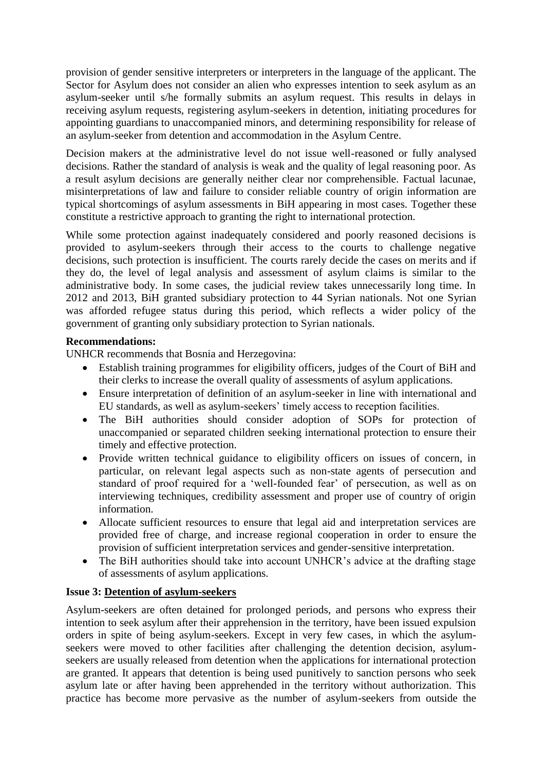provision of gender sensitive interpreters or interpreters in the language of the applicant. The Sector for Asylum does not consider an alien who expresses intention to seek asylum as an asylum-seeker until s/he formally submits an asylum request. This results in delays in receiving asylum requests, registering asylum-seekers in detention, initiating procedures for appointing guardians to unaccompanied minors, and determining responsibility for release of an asylum-seeker from detention and accommodation in the Asylum Centre.

Decision makers at the administrative level do not issue well-reasoned or fully analysed decisions. Rather the standard of analysis is weak and the quality of legal reasoning poor. As a result asylum decisions are generally neither clear nor comprehensible. Factual lacunae, misinterpretations of law and failure to consider reliable country of origin information are typical shortcomings of asylum assessments in BiH appearing in most cases. Together these constitute a restrictive approach to granting the right to international protection.

While some protection against inadequately considered and poorly reasoned decisions is provided to asylum-seekers through their access to the courts to challenge negative decisions, such protection is insufficient. The courts rarely decide the cases on merits and if they do, the level of legal analysis and assessment of asylum claims is similar to the administrative body. In some cases, the judicial review takes unnecessarily long time. In 2012 and 2013, BiH granted subsidiary protection to 44 Syrian nationals. Not one Syrian was afforded refugee status during this period, which reflects a wider policy of the government of granting only subsidiary protection to Syrian nationals.

**Recommendations:**

UNHCR recommends that Bosnia and Herzegovina:

- Establish training programmes for eligibility officers, judges of the Court of BiH and their clerks to increase the overall quality of assessments of asylum applications.
- Ensure interpretation of definition of an asylum-seeker in line with international and EU standards, as well as asylum-seekers' timely access to reception facilities.
- The BiH authorities should consider adoption of SOPs for protection of unaccompanied or separated children seeking international protection to ensure their timely and effective protection.
- Provide written technical guidance to eligibility officers on issues of concern, in particular, on relevant legal aspects such as non-state agents of persecution and standard of proof required for a 'well-founded fear' of persecution, as well as on interviewing techniques, credibility assessment and proper use of country of origin information.
- Allocate sufficient resources to ensure that legal aid and interpretation services are provided free of charge, and increase regional cooperation in order to ensure the provision of sufficient interpretation services and gender-sensitive interpretation.
- The BiH authorities should take into account UNHCR's advice at the drafting stage of assessments of asylum applications.

**Issue 3: Detention of asylum-seekers**

Asylum-seekers are often detained for prolonged periods, and persons who express their intention to seek asylum after their apprehension in the territory, have been issued expulsion orders in spite of being asylum-seekers. Except in very few cases, in which the asylum-seekers were moved to other facilities after challenging the detention decision, asylum-seekers are usually released from detention when the applications for international protection are granted. It appears that detention is being used punitively to sanction persons who seek asylum late or after having been apprehended in the territory without authorization. This practice has become more pervasive as the number of asylum-seekers from outside the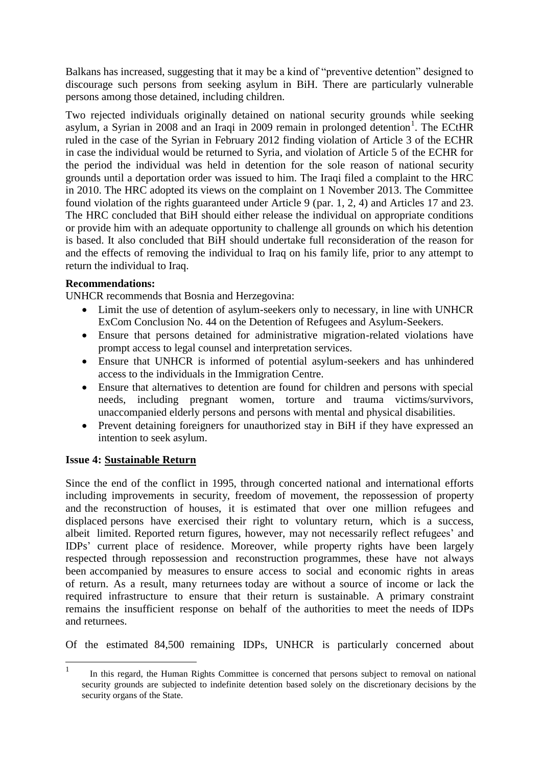Balkans has increased, suggesting that it may be a kind of "preventive detention" designed to discourage such persons from seeking asylum in BiH. There are particularly vulnerable persons among those detained, including children.

Two rejected individuals originally detained on national security grounds while seeking asylum, a Syrian in 2008 and an Iraqi in 2009 remain in prolonged detention[1]. The ECtHR ruled in the case of the Syrian in February 2012 finding violation of Article 3 of the ECHR in case the individual would be returned to Syria, and violation of Article 5 of the ECHR for the period the individual was held in detention for the sole reason of national security grounds until a deportation order was issued to him. The Iraqi filed a complaint to the HRC in 2010. The HRC adopted its views on the complaint on 1 November 2013. The Committee found violation of the rights guaranteed under Article 9 (par. 1, 2, 4) and Articles 17 and 23. The HRC concluded that BiH should either release the individual on appropriate conditions or provide him with an adequate opportunity to challenge all grounds on which his detention is based. It also concluded that BiH should undertake full reconsideration of the reason for and the effects of removing the individual to Iraq on his family life, prior to any attempt to return the individual to Iraq.

**Recommendations:**

UNHCR recommends that Bosnia and Herzegovina:

- Limit the use of detention of asylum-seekers only to necessary, in line with UNHCR ExCom Conclusion No. 44 on the Detention of Refugees and Asylum-Seekers.
- Ensure that persons detained for administrative migration-related violations have prompt access to legal counsel and interpretation services.
- Ensure that UNHCR is informed of potential asylum-seekers and has unhindered access to the individuals in the Immigration Centre.
- Ensure that alternatives to detention are found for children and persons with special needs, including pregnant women, torture and trauma victims/survivors, unaccompanied elderly persons and persons with mental and physical disabilities.
- Prevent detaining foreigners for unauthorized stay in BiH if they have expressed an intention to seek asylum.

**Issue 4: Sustainable Return**

Since the end of the conflict in 1995, through concerted national and international efforts including improvements in security, freedom of movement, the repossession of property and the reconstruction of houses, it is estimated that over one million refugees and displaced persons have exercised their right to voluntary return, which is a success, albeit limited. Reported return figures, however, may not necessarily reflect refugees' and IDPs' current place of residence. Moreover, while property rights have been largely respected through repossession and reconstruction programmes, these have not always been accompanied by measures to ensure access to social and economic rights in areas of return. As a result, many returnees today are without a source of income or lack the required infrastructure to ensure that their return is sustainable. A primary constraint remains the insufficient response on behalf of the authorities to meet the needs of IDPs and returnees.

Of the estimated 84,500 remaining IDPs, UNHCR is particularly concerned about

---

[1] In this regard, the Human Rights Committee is concerned that persons subject to removal on national security grounds are subjected to indefinite detention based solely on the discretionary decisions by the security organs of the State.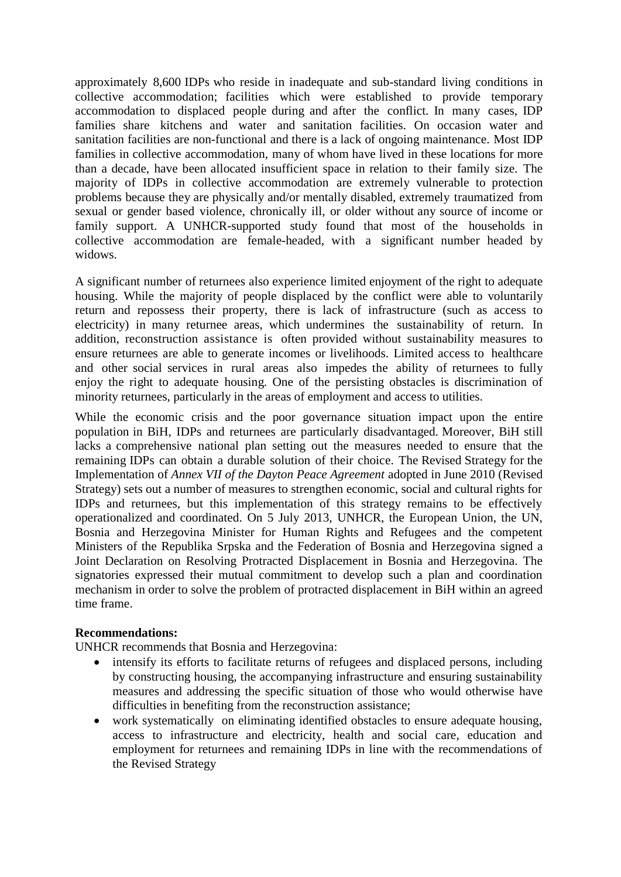approximately 8,600 IDPs who reside in inadequate and sub-standard living conditions in collective accommodation; facilities which were established to provide temporary accommodation to displaced people during and after the conflict. In many cases, IDP families share kitchens and water and sanitation facilities. On occasion water and sanitation facilities are non-functional and there is a lack of ongoing maintenance. Most IDP families in collective accommodation, many of whom have lived in these locations for more than a decade, have been allocated insufficient space in relation to their family size. The majority of IDPs in collective accommodation are extremely vulnerable to protection problems because they are physically and/or mentally disabled, extremely traumatized from sexual or gender based violence, chronically ill, or older without any source of income or family support. A UNHCR-supported study found that most of the households in collective accommodation are female-headed, with a significant number headed by widows.

A significant number of returnees also experience limited enjoyment of the right to adequate housing. While the majority of people displaced by the conflict were able to voluntarily return and repossess their property, there is lack of infrastructure (such as access to electricity) in many returnee areas, which undermines the sustainability of return. In addition, reconstruction assistance is often provided without sustainability measures to ensure returnees are able to generate incomes or livelihoods. Limited access to healthcare and other social services in rural areas also impedes the ability of returnees to fully enjoy the right to adequate housing. One of the persisting obstacles is discrimination of minority returnees, particularly in the areas of employment and access to utilities.

While the economic crisis and the poor governance situation impact upon the entire population in BiH, IDPs and returnees are particularly disadvantaged. Moreover, BiH still lacks a comprehensive national plan setting out the measures needed to ensure that the remaining IDPs can obtain a durable solution of their choice. The Revised Strategy for the Implementation of *Annex VII of the Dayton Peace Agreement* adopted in June 2010 (Revised Strategy) sets out a number of measures to strengthen economic, social and cultural rights for IDPs and returnees, but this implementation of this strategy remains to be effectively operationalized and coordinated. On 5 July 2013, UNHCR, the European Union, the UN, Bosnia and Herzegovina Minister for Human Rights and Refugees and the competent Ministers of the Republika Srpska and the Federation of Bosnia and Herzegovina signed a Joint Declaration on Resolving Protracted Displacement in Bosnia and Herzegovina. The signatories expressed their mutual commitment to develop such a plan and coordination mechanism in order to solve the problem of protracted displacement in BiH within an agreed time frame.

**Recommendations:**

UNHCR recommends that Bosnia and Herzegovina:

- intensify its efforts to facilitate returns of refugees and displaced persons, including by constructing housing, the accompanying infrastructure and ensuring sustainability measures and addressing the specific situation of those who would otherwise have difficulties in benefiting from the reconstruction assistance;
- work systematically on eliminating identified obstacles to ensure adequate housing, access to infrastructure and electricity, health and social care, education and employment for returnees and remaining IDPs in line with the recommendations of the Revised Strategy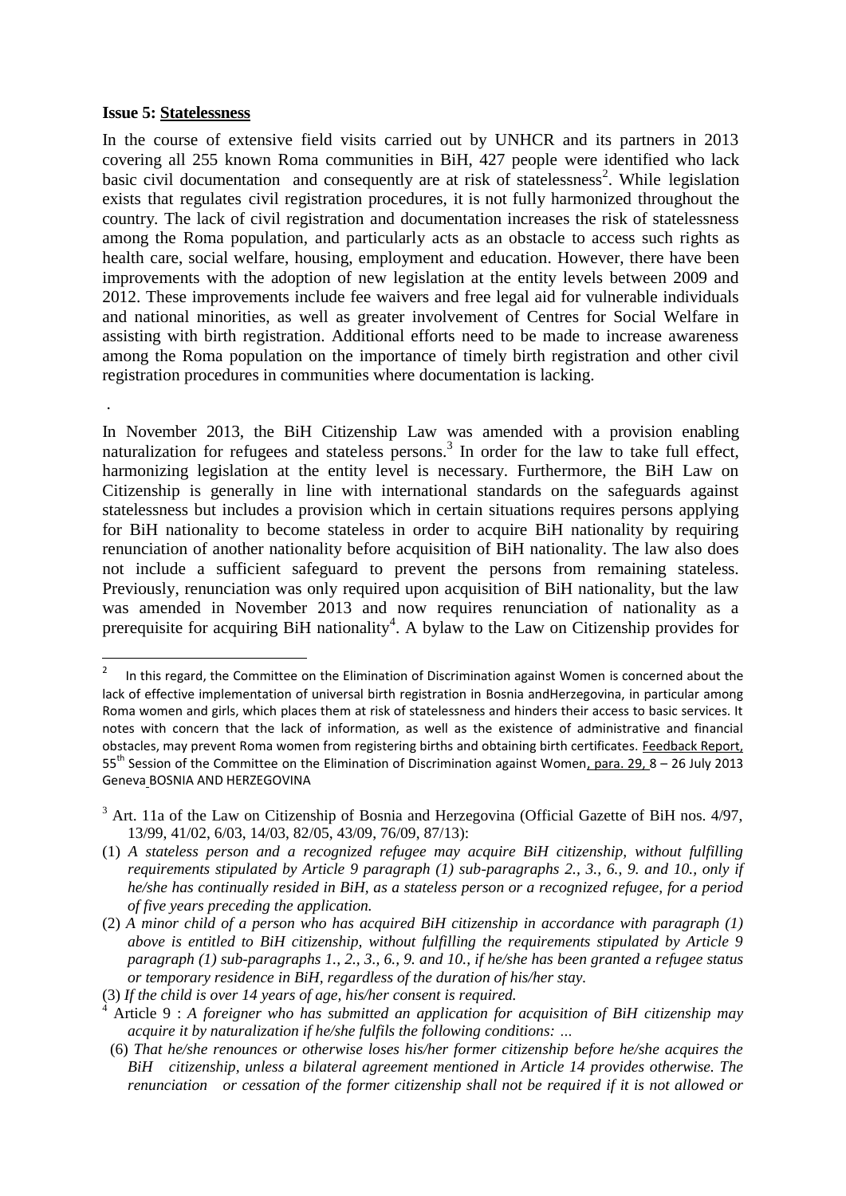**Issue 5: Statelessness**

In the course of extensive field visits carried out by UNHCR and its partners in 2013 covering all 255 known Roma communities in BiH, 427 people were identified who lack basic civil documentation and consequently are at risk of statelessness[2]. While legislation exists that regulates civil registration procedures, it is not fully harmonized throughout the country. The lack of civil registration and documentation increases the risk of statelessness among the Roma population, and particularly acts as an obstacle to access such rights as health care, social welfare, housing, employment and education. However, there have been improvements with the adoption of new legislation at the entity levels between 2009 and 2012. These improvements include fee waivers and free legal aid for vulnerable individuals and national minorities, as well as greater involvement of Centres for Social Welfare in assisting with birth registration. Additional efforts need to be made to increase awareness among the Roma population on the importance of timely birth registration and other civil registration procedures in communities where documentation is lacking.

.

In November 2013, the BiH Citizenship Law was amended with a provision enabling naturalization for refugees and stateless persons.[3] In order for the law to take full effect, harmonizing legislation at the entity level is necessary. Furthermore, the BiH Law on Citizenship is generally in line with international standards on the safeguards against statelessness but includes a provision which in certain situations requires persons applying for BiH nationality to become stateless in order to acquire BiH nationality by requiring renunciation of another nationality before acquisition of BiH nationality. The law also does not include a sufficient safeguard to prevent the persons from remaining stateless. Previously, renunciation was only required upon acquisition of BiH nationality, but the law was amended in November 2013 and now requires renunciation of nationality as a prerequisite for acquiring BiH nationality[4]. A bylaw to the Law on Citizenship provides for

---

[2] In this regard, the Committee on the Elimination of Discrimination against Women is concerned about the lack of effective implementation of universal birth registration in Bosnia andHerzegovina, in particular among Roma women and girls, which places them at risk of statelessness and hinders their access to basic services. It notes with concern that the lack of information, as well as the existence of administrative and financial obstacles, may prevent Roma women from registering births and obtaining birth certificates. Feedback Report, 55th Session of the Committee on the Elimination of Discrimination against Women, para. 29, 8 – 26 July 2013 Geneva BOSNIA AND HERZEGOVINA

[3] Art. 11a of the Law on Citizenship of Bosnia and Herzegovina (Official Gazette of BiH nos. 4/97, 13/99, 41/02, 6/03, 14/03, 82/05, 43/09, 76/09, 87/13):

(1) *A stateless person and a recognized refugee may acquire BiH citizenship, without fulfilling requirements stipulated by Article 9 paragraph (1) sub-paragraphs 2., 3., 6., 9. and 10., only if he/she has continually resided in BiH, as a stateless person or a recognized refugee, for a period of five years preceding the application.*

(2) *A minor child of a person who has acquired BiH citizenship in accordance with paragraph (1) above is entitled to BiH citizenship, without fulfilling the requirements stipulated by Article 9 paragraph (1) sub-paragraphs 1., 2., 3., 6., 9. and 10., if he/she has been granted a refugee status or temporary residence in BiH, regardless of the duration of his/her stay.*

(3) *If the child is over 14 years of age, his/her consent is required.*

[4] Article 9 : *A foreigner who has submitted an application for acquisition of BiH citizenship may acquire it by naturalization if he/she fulfils the following conditions: …*

(6) *That he/she renounces or otherwise loses his/her former citizenship before he/she acquires the BiH citizenship, unless a bilateral agreement mentioned in Article 14 provides otherwise. The renunciation or cessation of the former citizenship shall not be required if it is not allowed or*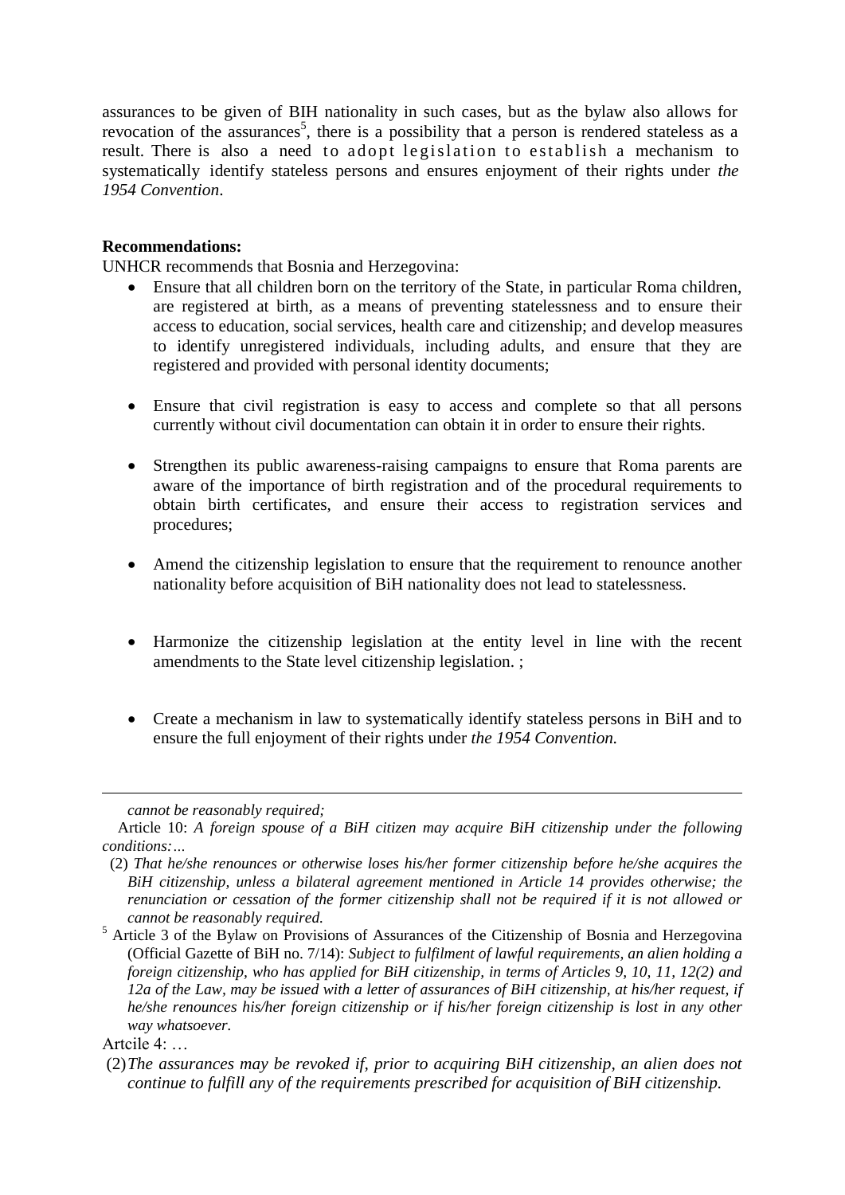assurances to be given of BIH nationality in such cases, but as the bylaw also allows for revocation of the assurances[5], there is a possibility that a person is rendered stateless as a result. There is also a need to adopt legislation to establish a mechanism to systematically identify stateless persons and ensures enjoyment of their rights under *the 1954 Convention*.

**Recommendations:**

UNHCR recommends that Bosnia and Herzegovina:

- Ensure that all children born on the territory of the State, in particular Roma children, are registered at birth, as a means of preventing statelessness and to ensure their access to education, social services, health care and citizenship; and develop measures to identify unregistered individuals, including adults, and ensure that they are registered and provided with personal identity documents;

- Ensure that civil registration is easy to access and complete so that all persons currently without civil documentation can obtain it in order to ensure their rights.

- Strengthen its public awareness-raising campaigns to ensure that Roma parents are aware of the importance of birth registration and of the procedural requirements to obtain birth certificates, and ensure their access to registration services and procedures;

- Amend the citizenship legislation to ensure that the requirement to renounce another nationality before acquisition of BiH nationality does not lead to statelessness.

- Harmonize the citizenship legislation at the entity level in line with the recent amendments to the State level citizenship legislation. ;

- Create a mechanism in law to systematically identify stateless persons in BiH and to ensure the full enjoyment of their rights under *the 1954 Convention.*

---

*cannot be reasonably required;*

Article 10: *A foreign spouse of a BiH citizen may acquire BiH citizenship under the following conditions:…*

(2) *That he/she renounces or otherwise loses his/her former citizenship before he/she acquires the BiH citizenship, unless a bilateral agreement mentioned in Article 14 provides otherwise; the renunciation or cessation of the former citizenship shall not be required if it is not allowed or cannot be reasonably required.*

[5] Article 3 of the Bylaw on Provisions of Assurances of the Citizenship of Bosnia and Herzegovina (Official Gazette of BiH no. 7/14): *Subject to fulfilment of lawful requirements, an alien holding a foreign citizenship, who has applied for BiH citizenship, in terms of Articles 9, 10, 11, 12(2) and 12a of the Law, may be issued with a letter of assurances of BiH citizenship, at his/her request, if he/she renounces his/her foreign citizenship or if his/her foreign citizenship is lost in any other way whatsoever.*

Artcile 4: …

(2) *The assurances may be revoked if, prior to acquiring BiH citizenship, an alien does not continue to fulfill any of the requirements prescribed for acquisition of BiH citizenship.*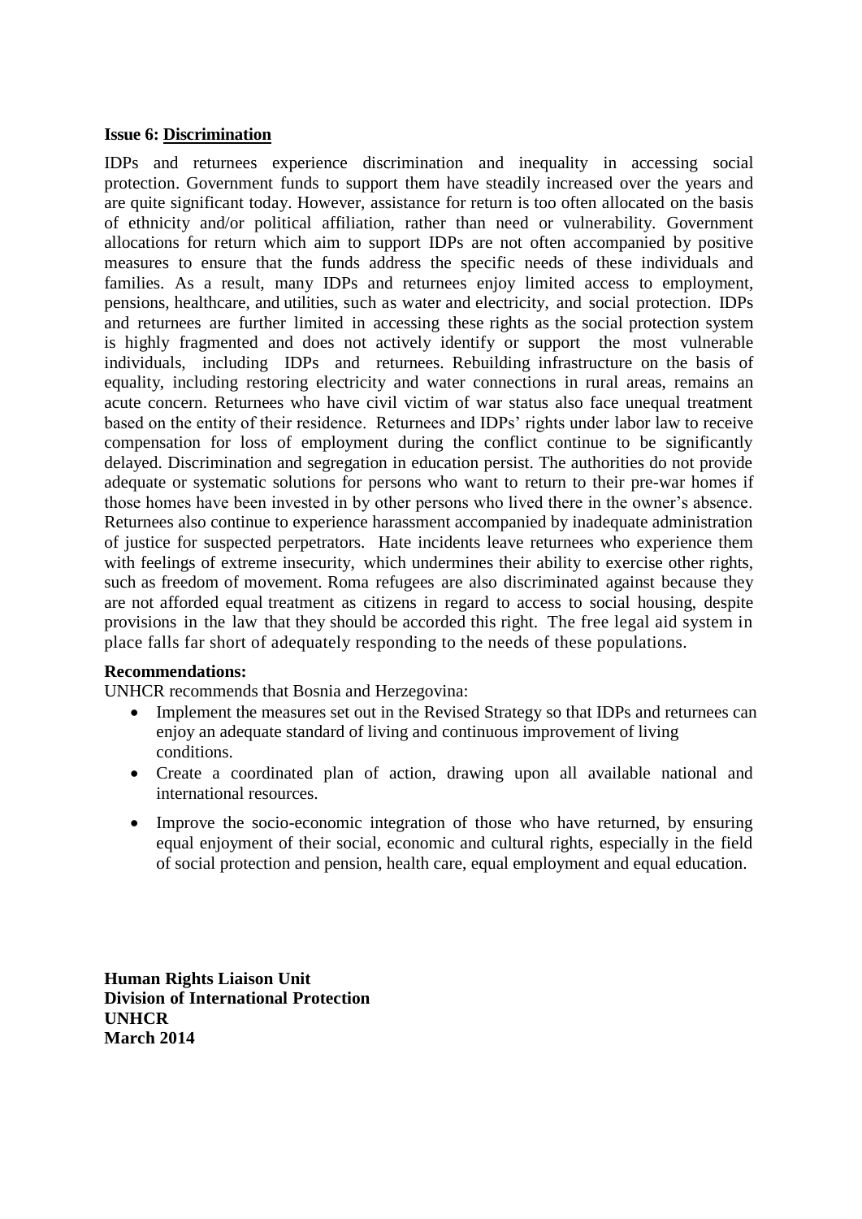**Issue 6: Discrimination**

IDPs and returnees experience discrimination and inequality in accessing social protection. Government funds to support them have steadily increased over the years and are quite significant today. However, assistance for return is too often allocated on the basis of ethnicity and/or political affiliation, rather than need or vulnerability. Government allocations for return which aim to support IDPs are not often accompanied by positive measures to ensure that the funds address the specific needs of these individuals and families. As a result, many IDPs and returnees enjoy limited access to employment, pensions, healthcare, and utilities, such as water and electricity, and social protection. IDPs and returnees are further limited in accessing these rights as the social protection system is highly fragmented and does not actively identify or support the most vulnerable individuals, including IDPs and returnees. Rebuilding infrastructure on the basis of equality, including restoring electricity and water connections in rural areas, remains an acute concern. Returnees who have civil victim of war status also face unequal treatment based on the entity of their residence. Returnees and IDPs' rights under labor law to receive compensation for loss of employment during the conflict continue to be significantly delayed. Discrimination and segregation in education persist. The authorities do not provide adequate or systematic solutions for persons who want to return to their pre-war homes if those homes have been invested in by other persons who lived there in the owner's absence. Returnees also continue to experience harassment accompanied by inadequate administration of justice for suspected perpetrators. Hate incidents leave returnees who experience them with feelings of extreme insecurity, which undermines their ability to exercise other rights, such as freedom of movement. Roma refugees are also discriminated against because they are not afforded equal treatment as citizens in regard to access to social housing, despite provisions in the law that they should be accorded this right. The free legal aid system in place falls far short of adequately responding to the needs of these populations.

**Recommendations:**

UNHCR recommends that Bosnia and Herzegovina:

- Implement the measures set out in the Revised Strategy so that IDPs and returnees can enjoy an adequate standard of living and continuous improvement of living conditions.
- Create a coordinated plan of action, drawing upon all available national and international resources.
- Improve the socio-economic integration of those who have returned, by ensuring equal enjoyment of their social, economic and cultural rights, especially in the field of social protection and pension, health care, equal employment and equal education.

**Human Rights Liaison Unit**
**Division of International Protection**
**UNHCR**
**March 2014**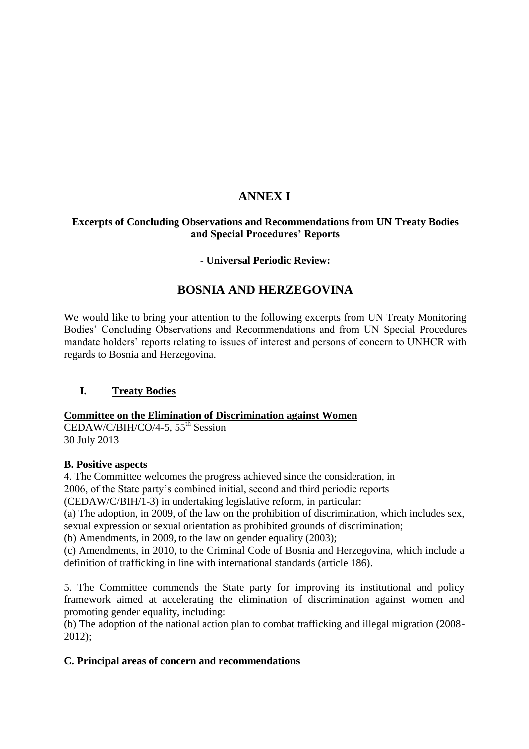# ANNEX I

### Excerpts of Concluding Observations and Recommendations from UN Treaty Bodies and Special Procedures' Reports

#### - Universal Periodic Review:

## BOSNIA AND HERZEGOVINA

We would like to bring your attention to the following excerpts from UN Treaty Monitoring Bodies' Concluding Observations and Recommendations and from UN Special Procedures mandate holders' reports relating to issues of interest and persons of concern to UNHCR with regards to Bosnia and Herzegovina.

## I. Treaty Bodies

**Committee on the Elimination of Discrimination against Women**
CEDAW/C/BIH/CO/4-5, 55th Session
30 July 2013

**B. Positive aspects**

4. The Committee welcomes the progress achieved since the consideration, in 2006, of the State party's combined initial, second and third periodic reports (CEDAW/C/BIH/1-3) in undertaking legislative reform, in particular:

(a) The adoption, in 2009, of the law on the prohibition of discrimination, which includes sex, sexual expression or sexual orientation as prohibited grounds of discrimination;

(b) Amendments, in 2009, to the law on gender equality (2003);

(c) Amendments, in 2010, to the Criminal Code of Bosnia and Herzegovina, which include a definition of trafficking in line with international standards (article 186).

5. The Committee commends the State party for improving its institutional and policy framework aimed at accelerating the elimination of discrimination against women and promoting gender equality, including:

(b) The adoption of the national action plan to combat trafficking and illegal migration (2008-2012);

**C. Principal areas of concern and recommendations**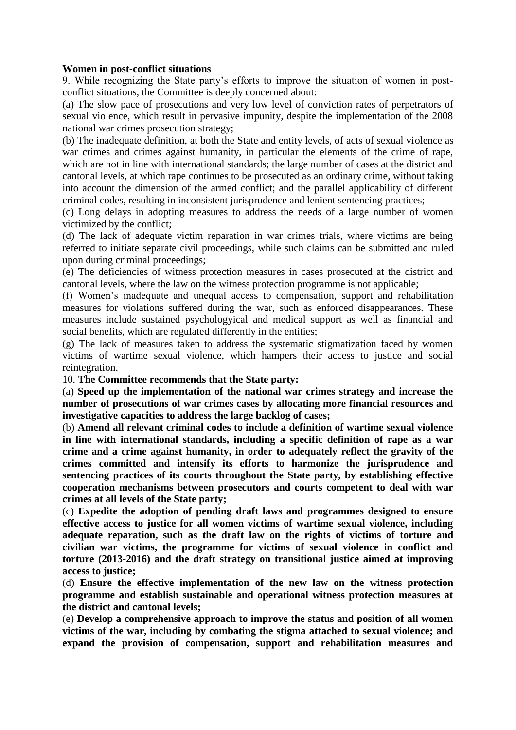**Women in post-conflict situations**

9. While recognizing the State party's efforts to improve the situation of women in post-conflict situations, the Committee is deeply concerned about:

(a) The slow pace of prosecutions and very low level of conviction rates of perpetrators of sexual violence, which result in pervasive impunity, despite the implementation of the 2008 national war crimes prosecution strategy;

(b) The inadequate definition, at both the State and entity levels, of acts of sexual violence as war crimes and crimes against humanity, in particular the elements of the crime of rape, which are not in line with international standards; the large number of cases at the district and cantonal levels, at which rape continues to be prosecuted as an ordinary crime, without taking into account the dimension of the armed conflict; and the parallel applicability of different criminal codes, resulting in inconsistent jurisprudence and lenient sentencing practices;

(c) Long delays in adopting measures to address the needs of a large number of women victimized by the conflict;

(d) The lack of adequate victim reparation in war crimes trials, where victims are being referred to initiate separate civil proceedings, while such claims can be submitted and ruled upon during criminal proceedings;

(e) The deficiencies of witness protection measures in cases prosecuted at the district and cantonal levels, where the law on the witness protection programme is not applicable;

(f) Women's inadequate and unequal access to compensation, support and rehabilitation measures for violations suffered during the war, such as enforced disappearances. These measures include sustained psychologyical and medical support as well as financial and social benefits, which are regulated differently in the entities;

(g) The lack of measures taken to address the systematic stigmatization faced by women victims of wartime sexual violence, which hampers their access to justice and social reintegration.

10. **The Committee recommends that the State party:**

(a) **Speed up the implementation of the national war crimes strategy and increase the number of prosecutions of war crimes cases by allocating more financial resources and investigative capacities to address the large backlog of cases;**

(b) **Amend all relevant criminal codes to include a definition of wartime sexual violence in line with international standards, including a specific definition of rape as a war crime and a crime against humanity, in order to adequately reflect the gravity of the crimes committed and intensify its efforts to harmonize the jurisprudence and sentencing practices of its courts throughout the State party, by establishing effective cooperation mechanisms between prosecutors and courts competent to deal with war crimes at all levels of the State party;**

(c) **Expedite the adoption of pending draft laws and programmes designed to ensure effective access to justice for all women victims of wartime sexual violence, including adequate reparation, such as the draft law on the rights of victims of torture and civilian war victims, the programme for victims of sexual violence in conflict and torture (2013-2016) and the draft strategy on transitional justice aimed at improving access to justice;**

(d) **Ensure the effective implementation of the new law on the witness protection programme and establish sustainable and operational witness protection measures at the district and cantonal levels;**

(e) **Develop a comprehensive approach to improve the status and position of all women victims of the war, including by combating the stigma attached to sexual violence; and expand the provision of compensation, support and rehabilitation measures and**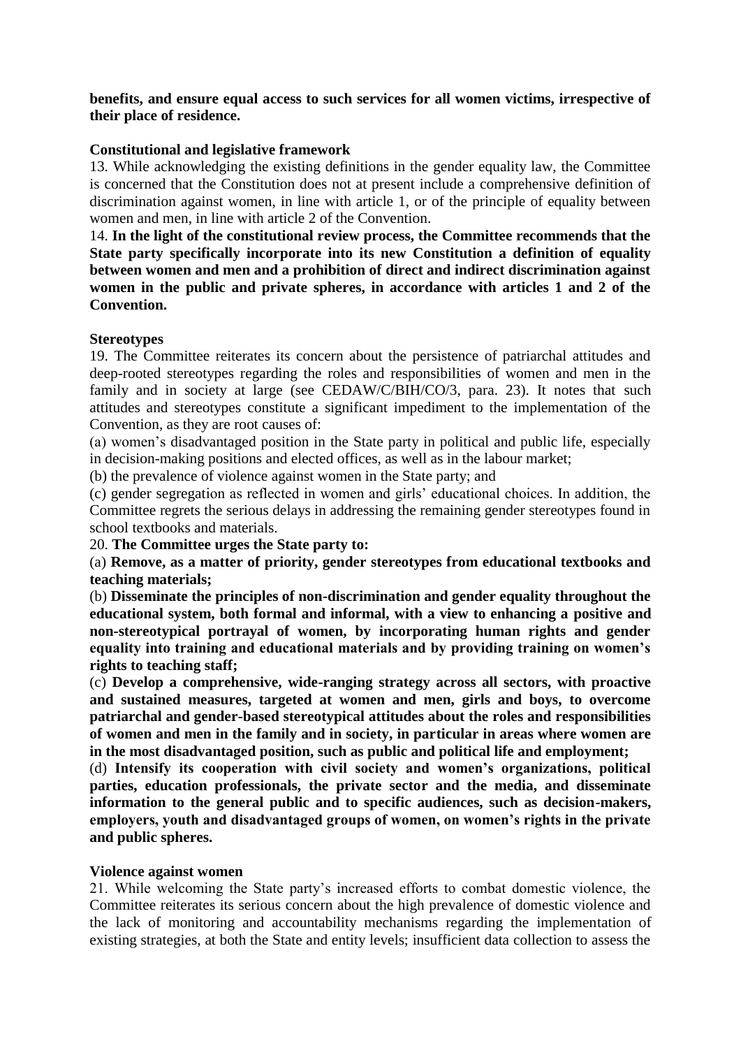**benefits, and ensure equal access to such services for all women victims, irrespective of their place of residence.**

**Constitutional and legislative framework**

13. While acknowledging the existing definitions in the gender equality law, the Committee is concerned that the Constitution does not at present include a comprehensive definition of discrimination against women, in line with article 1, or of the principle of equality between women and men, in line with article 2 of the Convention.

14. **In the light of the constitutional review process, the Committee recommends that the State party specifically incorporate into its new Constitution a definition of equality between women and men and a prohibition of direct and indirect discrimination against women in the public and private spheres, in accordance with articles 1 and 2 of the Convention.**

**Stereotypes**

19. The Committee reiterates its concern about the persistence of patriarchal attitudes and deep-rooted stereotypes regarding the roles and responsibilities of women and men in the family and in society at large (see CEDAW/C/BIH/CO/3, para. 23). It notes that such attitudes and stereotypes constitute a significant impediment to the implementation of the Convention, as they are root causes of:

(a) women's disadvantaged position in the State party in political and public life, especially in decision-making positions and elected offices, as well as in the labour market;

(b) the prevalence of violence against women in the State party; and

(c) gender segregation as reflected in women and girls' educational choices. In addition, the Committee regrets the serious delays in addressing the remaining gender stereotypes found in school textbooks and materials.

20. **The Committee urges the State party to:**

(a) **Remove, as a matter of priority, gender stereotypes from educational textbooks and teaching materials;**

(b) **Disseminate the principles of non-discrimination and gender equality throughout the educational system, both formal and informal, with a view to enhancing a positive and non-stereotypical portrayal of women, by incorporating human rights and gender equality into training and educational materials and by providing training on women's rights to teaching staff;**

(c) **Develop a comprehensive, wide-ranging strategy across all sectors, with proactive and sustained measures, targeted at women and men, girls and boys, to overcome patriarchal and gender-based stereotypical attitudes about the roles and responsibilities of women and men in the family and in society, in particular in areas where women are in the most disadvantaged position, such as public and political life and employment;**

(d) **Intensify its cooperation with civil society and women's organizations, political parties, education professionals, the private sector and the media, and disseminate information to the general public and to specific audiences, such as decision-makers, employers, youth and disadvantaged groups of women, on women's rights in the private and public spheres.**

**Violence against women**

21. While welcoming the State party's increased efforts to combat domestic violence, the Committee reiterates its serious concern about the high prevalence of domestic violence and the lack of monitoring and accountability mechanisms regarding the implementation of existing strategies, at both the State and entity levels; insufficient data collection to assess the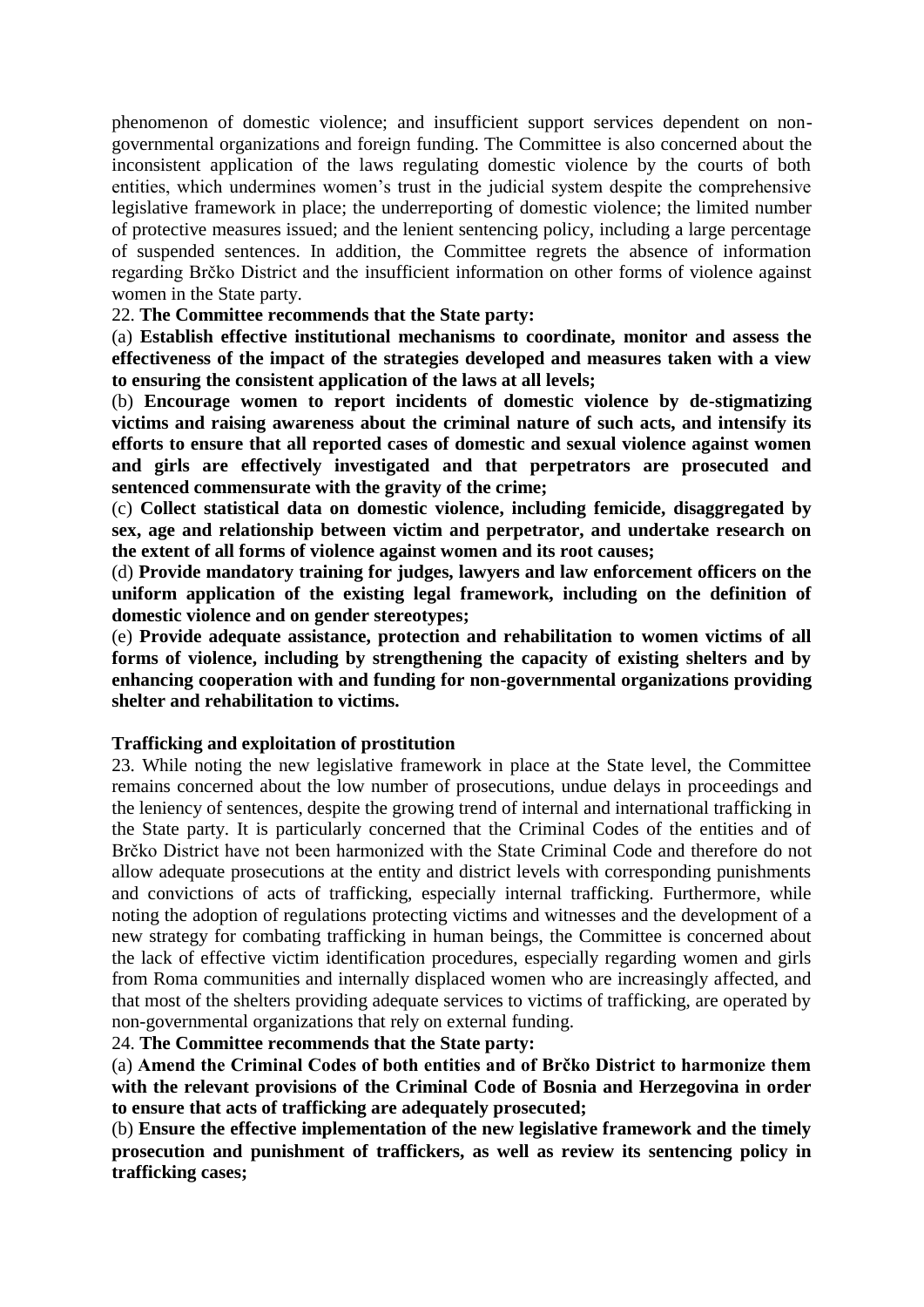phenomenon of domestic violence; and insufficient support services dependent on non-governmental organizations and foreign funding. The Committee is also concerned about the inconsistent application of the laws regulating domestic violence by the courts of both entities, which undermines women's trust in the judicial system despite the comprehensive legislative framework in place; the underreporting of domestic violence; the limited number of protective measures issued; and the lenient sentencing policy, including a large percentage of suspended sentences. In addition, the Committee regrets the absence of information regarding Brčko District and the insufficient information on other forms of violence against women in the State party.

22. **The Committee recommends that the State party:**

(a) **Establish effective institutional mechanisms to coordinate, monitor and assess the effectiveness of the impact of the strategies developed and measures taken with a view to ensuring the consistent application of the laws at all levels;**

(b) **Encourage women to report incidents of domestic violence by de-stigmatizing victims and raising awareness about the criminal nature of such acts, and intensify its efforts to ensure that all reported cases of domestic and sexual violence against women and girls are effectively investigated and that perpetrators are prosecuted and sentenced commensurate with the gravity of the crime;**

(c) **Collect statistical data on domestic violence, including femicide, disaggregated by sex, age and relationship between victim and perpetrator, and undertake research on the extent of all forms of violence against women and its root causes;**

(d) **Provide mandatory training for judges, lawyers and law enforcement officers on the uniform application of the existing legal framework, including on the definition of domestic violence and on gender stereotypes;**

(e) **Provide adequate assistance, protection and rehabilitation to women victims of all forms of violence, including by strengthening the capacity of existing shelters and by enhancing cooperation with and funding for non-governmental organizations providing shelter and rehabilitation to victims.**

**Trafficking and exploitation of prostitution**

23. While noting the new legislative framework in place at the State level, the Committee remains concerned about the low number of prosecutions, undue delays in proceedings and the leniency of sentences, despite the growing trend of internal and international trafficking in the State party. It is particularly concerned that the Criminal Codes of the entities and of Brčko District have not been harmonized with the State Criminal Code and therefore do not allow adequate prosecutions at the entity and district levels with corresponding punishments and convictions of acts of trafficking, especially internal trafficking. Furthermore, while noting the adoption of regulations protecting victims and witnesses and the development of a new strategy for combating trafficking in human beings, the Committee is concerned about the lack of effective victim identification procedures, especially regarding women and girls from Roma communities and internally displaced women who are increasingly affected, and that most of the shelters providing adequate services to victims of trafficking, are operated by non-governmental organizations that rely on external funding.

24. **The Committee recommends that the State party:**

(a) **Amend the Criminal Codes of both entities and of Brčko District to harmonize them with the relevant provisions of the Criminal Code of Bosnia and Herzegovina in order to ensure that acts of trafficking are adequately prosecuted;**

(b) **Ensure the effective implementation of the new legislative framework and the timely prosecution and punishment of traffickers, as well as review its sentencing policy in trafficking cases;**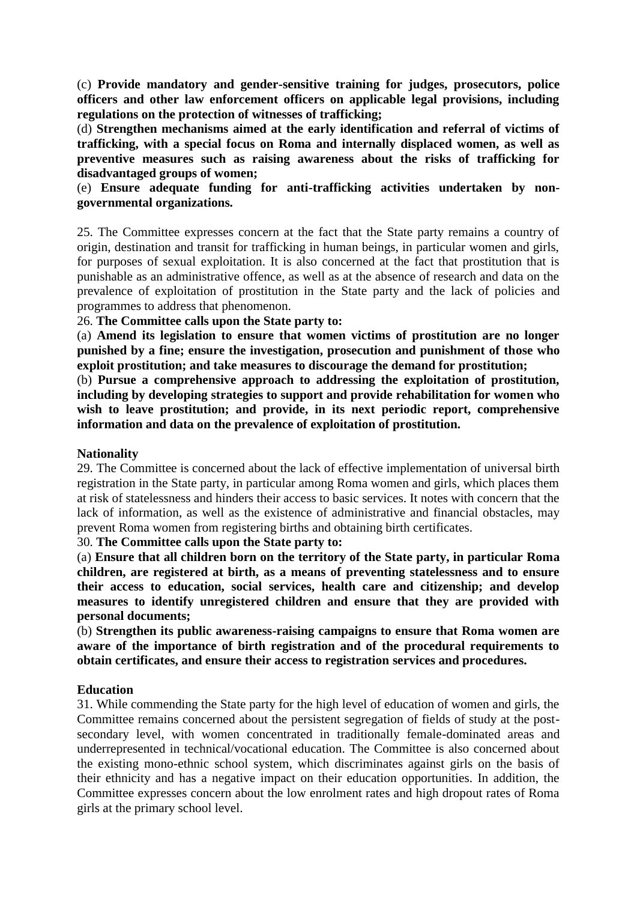(c) **Provide mandatory and gender-sensitive training for judges, prosecutors, police officers and other law enforcement officers on applicable legal provisions, including regulations on the protection of witnesses of trafficking;**

(d) **Strengthen mechanisms aimed at the early identification and referral of victims of trafficking, with a special focus on Roma and internally displaced women, as well as preventive measures such as raising awareness about the risks of trafficking for disadvantaged groups of women;**

(e) **Ensure adequate funding for anti-trafficking activities undertaken by non-governmental organizations.**

25. The Committee expresses concern at the fact that the State party remains a country of origin, destination and transit for trafficking in human beings, in particular women and girls, for purposes of sexual exploitation. It is also concerned at the fact that prostitution that is punishable as an administrative offence, as well as at the absence of research and data on the prevalence of exploitation of prostitution in the State party and the lack of policies and programmes to address that phenomenon.

26. **The Committee calls upon the State party to:**

(a) **Amend its legislation to ensure that women victims of prostitution are no longer punished by a fine; ensure the investigation, prosecution and punishment of those who exploit prostitution; and take measures to discourage the demand for prostitution;**

(b) **Pursue a comprehensive approach to addressing the exploitation of prostitution, including by developing strategies to support and provide rehabilitation for women who wish to leave prostitution; and provide, in its next periodic report, comprehensive information and data on the prevalence of exploitation of prostitution.**

**Nationality**

29. The Committee is concerned about the lack of effective implementation of universal birth registration in the State party, in particular among Roma women and girls, which places them at risk of statelessness and hinders their access to basic services. It notes with concern that the lack of information, as well as the existence of administrative and financial obstacles, may prevent Roma women from registering births and obtaining birth certificates.

30. **The Committee calls upon the State party to:**

(a) **Ensure that all children born on the territory of the State party, in particular Roma children, are registered at birth, as a means of preventing statelessness and to ensure their access to education, social services, health care and citizenship; and develop measures to identify unregistered children and ensure that they are provided with personal documents;**

(b) **Strengthen its public awareness-raising campaigns to ensure that Roma women are aware of the importance of birth registration and of the procedural requirements to obtain certificates, and ensure their access to registration services and procedures.**

**Education**

31. While commending the State party for the high level of education of women and girls, the Committee remains concerned about the persistent segregation of fields of study at the post-secondary level, with women concentrated in traditionally female-dominated areas and underrepresented in technical/vocational education. The Committee is also concerned about the existing mono-ethnic school system, which discriminates against girls on the basis of their ethnicity and has a negative impact on their education opportunities. In addition, the Committee expresses concern about the low enrolment rates and high dropout rates of Roma girls at the primary school level.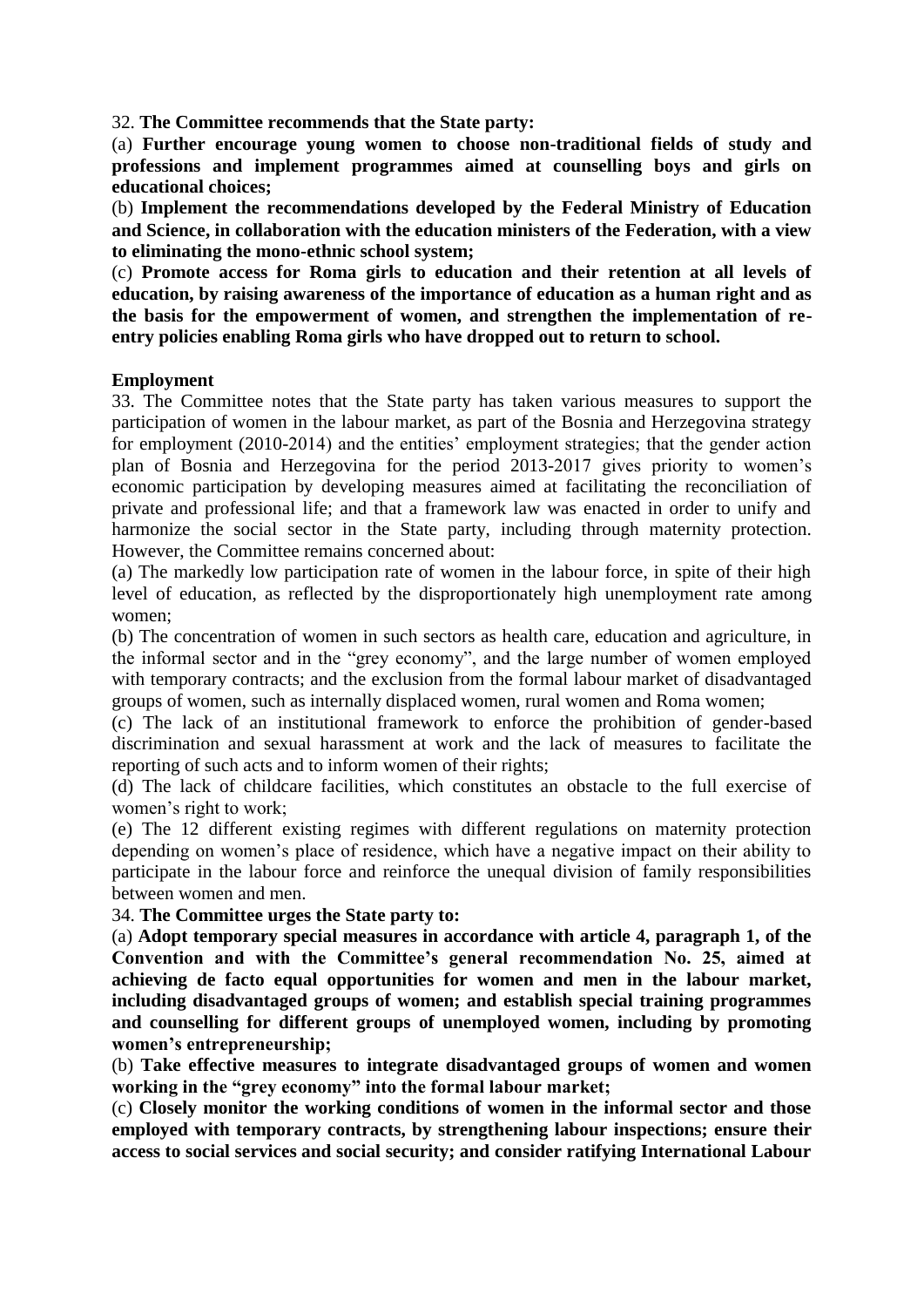32. **The Committee recommends that the State party:**

(a) **Further encourage young women to choose non-traditional fields of study and professions and implement programmes aimed at counselling boys and girls on educational choices;**

(b) **Implement the recommendations developed by the Federal Ministry of Education and Science, in collaboration with the education ministers of the Federation, with a view to eliminating the mono-ethnic school system;**

(c) **Promote access for Roma girls to education and their retention at all levels of education, by raising awareness of the importance of education as a human right and as the basis for the empowerment of women, and strengthen the implementation of re-entry policies enabling Roma girls who have dropped out to return to school.**

**Employment**

33. The Committee notes that the State party has taken various measures to support the participation of women in the labour market, as part of the Bosnia and Herzegovina strategy for employment (2010-2014) and the entities' employment strategies; that the gender action plan of Bosnia and Herzegovina for the period 2013-2017 gives priority to women's economic participation by developing measures aimed at facilitating the reconciliation of private and professional life; and that a framework law was enacted in order to unify and harmonize the social sector in the State party, including through maternity protection. However, the Committee remains concerned about:

(a) The markedly low participation rate of women in the labour force, in spite of their high level of education, as reflected by the disproportionately high unemployment rate among women;

(b) The concentration of women in such sectors as health care, education and agriculture, in the informal sector and in the "grey economy", and the large number of women employed with temporary contracts; and the exclusion from the formal labour market of disadvantaged groups of women, such as internally displaced women, rural women and Roma women;

(c) The lack of an institutional framework to enforce the prohibition of gender-based discrimination and sexual harassment at work and the lack of measures to facilitate the reporting of such acts and to inform women of their rights;

(d) The lack of childcare facilities, which constitutes an obstacle to the full exercise of women's right to work;

(e) The 12 different existing regimes with different regulations on maternity protection depending on women's place of residence, which have a negative impact on their ability to participate in the labour force and reinforce the unequal division of family responsibilities between women and men.

34. **The Committee urges the State party to:**

(a) **Adopt temporary special measures in accordance with article 4, paragraph 1, of the Convention and with the Committee's general recommendation No. 25, aimed at achieving de facto equal opportunities for women and men in the labour market, including disadvantaged groups of women; and establish special training programmes and counselling for different groups of unemployed women, including by promoting women's entrepreneurship;**

(b) **Take effective measures to integrate disadvantaged groups of women and women working in the "grey economy" into the formal labour market;**

(c) **Closely monitor the working conditions of women in the informal sector and those employed with temporary contracts, by strengthening labour inspections; ensure their access to social services and social security; and consider ratifying International Labour**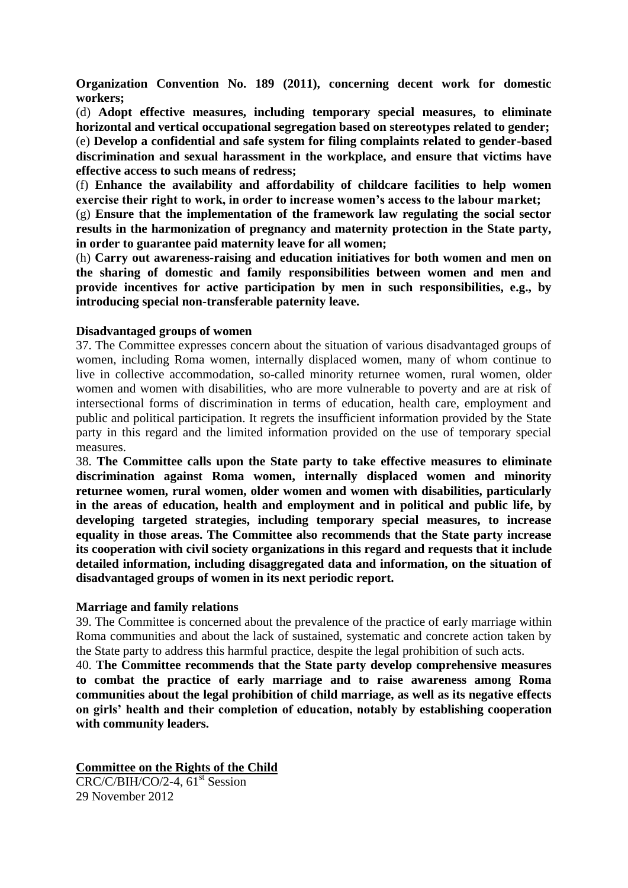**Organization Convention No. 189 (2011), concerning decent work for domestic workers;**

(d) **Adopt effective measures, including temporary special measures, to eliminate horizontal and vertical occupational segregation based on stereotypes related to gender;**

(e) **Develop a confidential and safe system for filing complaints related to gender-based discrimination and sexual harassment in the workplace, and ensure that victims have effective access to such means of redress;**

(f) **Enhance the availability and affordability of childcare facilities to help women exercise their right to work, in order to increase women's access to the labour market;**

(g) **Ensure that the implementation of the framework law regulating the social sector results in the harmonization of pregnancy and maternity protection in the State party, in order to guarantee paid maternity leave for all women;**

(h) **Carry out awareness-raising and education initiatives for both women and men on the sharing of domestic and family responsibilities between women and men and provide incentives for active participation by men in such responsibilities, e.g., by introducing special non-transferable paternity leave.**

**Disadvantaged groups of women**

37. The Committee expresses concern about the situation of various disadvantaged groups of women, including Roma women, internally displaced women, many of whom continue to live in collective accommodation, so-called minority returnee women, rural women, older women and women with disabilities, who are more vulnerable to poverty and are at risk of intersectional forms of discrimination in terms of education, health care, employment and public and political participation. It regrets the insufficient information provided by the State party in this regard and the limited information provided on the use of temporary special measures.

38. **The Committee calls upon the State party to take effective measures to eliminate discrimination against Roma women, internally displaced women and minority returnee women, rural women, older women and women with disabilities, particularly in the areas of education, health and employment and in political and public life, by developing targeted strategies, including temporary special measures, to increase equality in those areas. The Committee also recommends that the State party increase its cooperation with civil society organizations in this regard and requests that it include detailed information, including disaggregated data and information, on the situation of disadvantaged groups of women in its next periodic report.**

**Marriage and family relations**

39. The Committee is concerned about the prevalence of the practice of early marriage within Roma communities and about the lack of sustained, systematic and concrete action taken by the State party to address this harmful practice, despite the legal prohibition of such acts.

40. **The Committee recommends that the State party develop comprehensive measures to combat the practice of early marriage and to raise awareness among Roma communities about the legal prohibition of child marriage, as well as its negative effects on girls' health and their completion of education, notably by establishing cooperation with community leaders.**

**Committee on the Rights of the Child**

CRC/C/BIH/CO/2-4, 61st Session
29 November 2012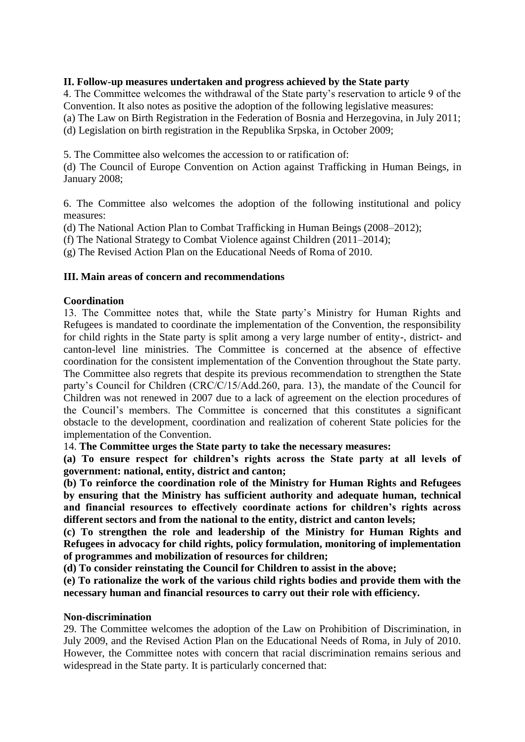**II. Follow-up measures undertaken and progress achieved by the State party**

4. The Committee welcomes the withdrawal of the State party's reservation to article 9 of the Convention. It also notes as positive the adoption of the following legislative measures:

(a) The Law on Birth Registration in the Federation of Bosnia and Herzegovina, in July 2011;

(d) Legislation on birth registration in the Republika Srpska, in October 2009;

5. The Committee also welcomes the accession to or ratification of:

(d) The Council of Europe Convention on Action against Trafficking in Human Beings, in January 2008;

6. The Committee also welcomes the adoption of the following institutional and policy measures:

(d) The National Action Plan to Combat Trafficking in Human Beings (2008–2012);

(f) The National Strategy to Combat Violence against Children (2011–2014);

(g) The Revised Action Plan on the Educational Needs of Roma of 2010.

**III. Main areas of concern and recommendations**

**Coordination**

13. The Committee notes that, while the State party's Ministry for Human Rights and Refugees is mandated to coordinate the implementation of the Convention, the responsibility for child rights in the State party is split among a very large number of entity-, district- and canton-level line ministries. The Committee is concerned at the absence of effective coordination for the consistent implementation of the Convention throughout the State party. The Committee also regrets that despite its previous recommendation to strengthen the State party's Council for Children (CRC/C/15/Add.260, para. 13), the mandate of the Council for Children was not renewed in 2007 due to a lack of agreement on the election procedures of the Council's members. The Committee is concerned that this constitutes a significant obstacle to the development, coordination and realization of coherent State policies for the implementation of the Convention.

14. **The Committee urges the State party to take the necessary measures:**

**(a) To ensure respect for children's rights across the State party at all levels of government: national, entity, district and canton;**

**(b) To reinforce the coordination role of the Ministry for Human Rights and Refugees by ensuring that the Ministry has sufficient authority and adequate human, technical and financial resources to effectively coordinate actions for children's rights across different sectors and from the national to the entity, district and canton levels;**

**(c) To strengthen the role and leadership of the Ministry for Human Rights and Refugees in advocacy for child rights, policy formulation, monitoring of implementation of programmes and mobilization of resources for children;**

**(d) To consider reinstating the Council for Children to assist in the above;**

**(e) To rationalize the work of the various child rights bodies and provide them with the necessary human and financial resources to carry out their role with efficiency.**

**Non-discrimination**

29. The Committee welcomes the adoption of the Law on Prohibition of Discrimination, in July 2009, and the Revised Action Plan on the Educational Needs of Roma, in July of 2010. However, the Committee notes with concern that racial discrimination remains serious and widespread in the State party. It is particularly concerned that: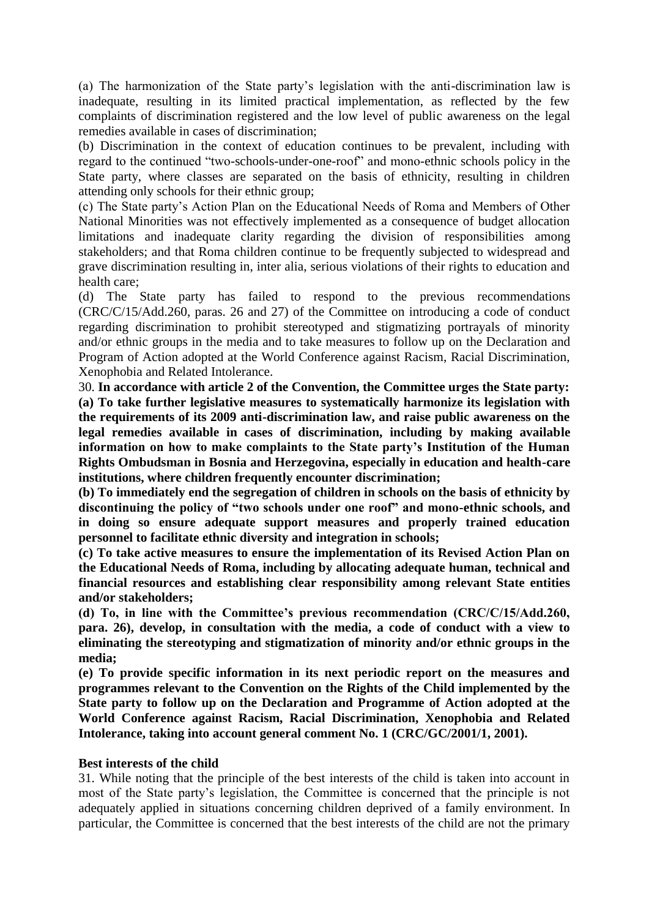(a) The harmonization of the State party's legislation with the anti-discrimination law is inadequate, resulting in its limited practical implementation, as reflected by the few complaints of discrimination registered and the low level of public awareness on the legal remedies available in cases of discrimination;

(b) Discrimination in the context of education continues to be prevalent, including with regard to the continued "two-schools-under-one-roof" and mono-ethnic schools policy in the State party, where classes are separated on the basis of ethnicity, resulting in children attending only schools for their ethnic group;

(c) The State party's Action Plan on the Educational Needs of Roma and Members of Other National Minorities was not effectively implemented as a consequence of budget allocation limitations and inadequate clarity regarding the division of responsibilities among stakeholders; and that Roma children continue to be frequently subjected to widespread and grave discrimination resulting in, inter alia, serious violations of their rights to education and health care;

(d) The State party has failed to respond to the previous recommendations (CRC/C/15/Add.260, paras. 26 and 27) of the Committee on introducing a code of conduct regarding discrimination to prohibit stereotyped and stigmatizing portrayals of minority and/or ethnic groups in the media and to take measures to follow up on the Declaration and Program of Action adopted at the World Conference against Racism, Racial Discrimination, Xenophobia and Related Intolerance.

30. **In accordance with article 2 of the Convention, the Committee urges the State party:**

**(a) To take further legislative measures to systematically harmonize its legislation with the requirements of its 2009 anti-discrimination law, and raise public awareness on the legal remedies available in cases of discrimination, including by making available information on how to make complaints to the State party's Institution of the Human Rights Ombudsman in Bosnia and Herzegovina, especially in education and health-care institutions, where children frequently encounter discrimination;**

**(b) To immediately end the segregation of children in schools on the basis of ethnicity by discontinuing the policy of "two schools under one roof" and mono-ethnic schools, and in doing so ensure adequate support measures and properly trained education personnel to facilitate ethnic diversity and integration in schools;**

**(c) To take active measures to ensure the implementation of its Revised Action Plan on the Educational Needs of Roma, including by allocating adequate human, technical and financial resources and establishing clear responsibility among relevant State entities and/or stakeholders;**

**(d) To, in line with the Committee's previous recommendation (CRC/C/15/Add.260, para. 26), develop, in consultation with the media, a code of conduct with a view to eliminating the stereotyping and stigmatization of minority and/or ethnic groups in the media;**

**(e) To provide specific information in its next periodic report on the measures and programmes relevant to the Convention on the Rights of the Child implemented by the State party to follow up on the Declaration and Programme of Action adopted at the World Conference against Racism, Racial Discrimination, Xenophobia and Related Intolerance, taking into account general comment No. 1 (CRC/GC/2001/1, 2001).**

**Best interests of the child**

31. While noting that the principle of the best interests of the child is taken into account in most of the State party's legislation, the Committee is concerned that the principle is not adequately applied in situations concerning children deprived of a family environment. In particular, the Committee is concerned that the best interests of the child are not the primary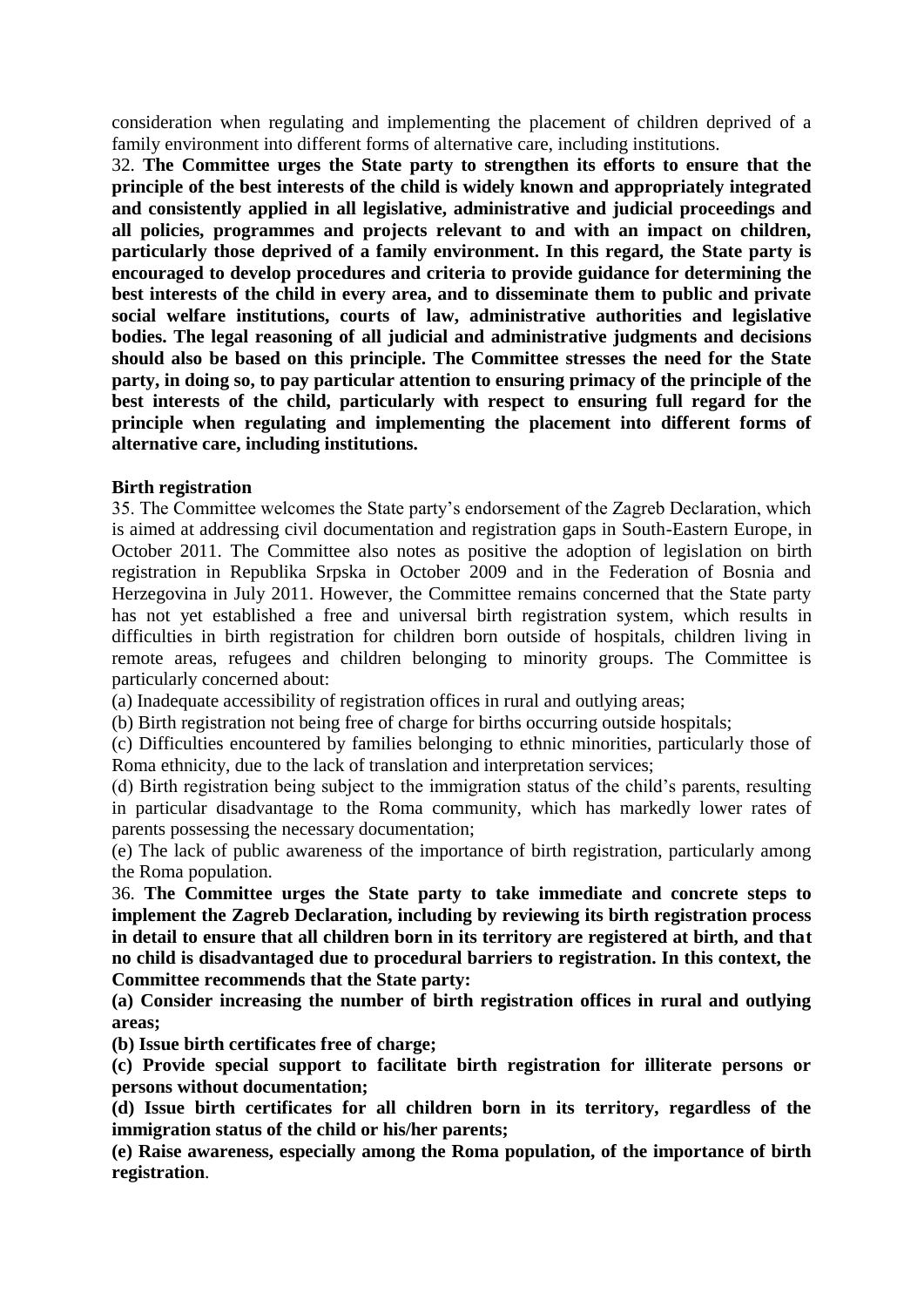consideration when regulating and implementing the placement of children deprived of a family environment into different forms of alternative care, including institutions.

32. **The Committee urges the State party to strengthen its efforts to ensure that the principle of the best interests of the child is widely known and appropriately integrated and consistently applied in all legislative, administrative and judicial proceedings and all policies, programmes and projects relevant to and with an impact on children, particularly those deprived of a family environment. In this regard, the State party is encouraged to develop procedures and criteria to provide guidance for determining the best interests of the child in every area, and to disseminate them to public and private social welfare institutions, courts of law, administrative authorities and legislative bodies. The legal reasoning of all judicial and administrative judgments and decisions should also be based on this principle. The Committee stresses the need for the State party, in doing so, to pay particular attention to ensuring primacy of the principle of the best interests of the child, particularly with respect to ensuring full regard for the principle when regulating and implementing the placement into different forms of alternative care, including institutions.**

**Birth registration**

35. The Committee welcomes the State party's endorsement of the Zagreb Declaration, which is aimed at addressing civil documentation and registration gaps in South-Eastern Europe, in October 2011. The Committee also notes as positive the adoption of legislation on birth registration in Republika Srpska in October 2009 and in the Federation of Bosnia and Herzegovina in July 2011. However, the Committee remains concerned that the State party has not yet established a free and universal birth registration system, which results in difficulties in birth registration for children born outside of hospitals, children living in remote areas, refugees and children belonging to minority groups. The Committee is particularly concerned about:

(a) Inadequate accessibility of registration offices in rural and outlying areas;

(b) Birth registration not being free of charge for births occurring outside hospitals;

(c) Difficulties encountered by families belonging to ethnic minorities, particularly those of Roma ethnicity, due to the lack of translation and interpretation services;

(d) Birth registration being subject to the immigration status of the child's parents, resulting in particular disadvantage to the Roma community, which has markedly lower rates of parents possessing the necessary documentation;

(e) The lack of public awareness of the importance of birth registration, particularly among the Roma population.

36. **The Committee urges the State party to take immediate and concrete steps to implement the Zagreb Declaration, including by reviewing its birth registration process in detail to ensure that all children born in its territory are registered at birth, and that no child is disadvantaged due to procedural barriers to registration. In this context, the Committee recommends that the State party:**

**(a) Consider increasing the number of birth registration offices in rural and outlying areas;**

**(b) Issue birth certificates free of charge;**

**(c) Provide special support to facilitate birth registration for illiterate persons or persons without documentation;**

**(d) Issue birth certificates for all children born in its territory, regardless of the immigration status of the child or his/her parents;**

**(e) Raise awareness, especially among the Roma population, of the importance of birth registration**.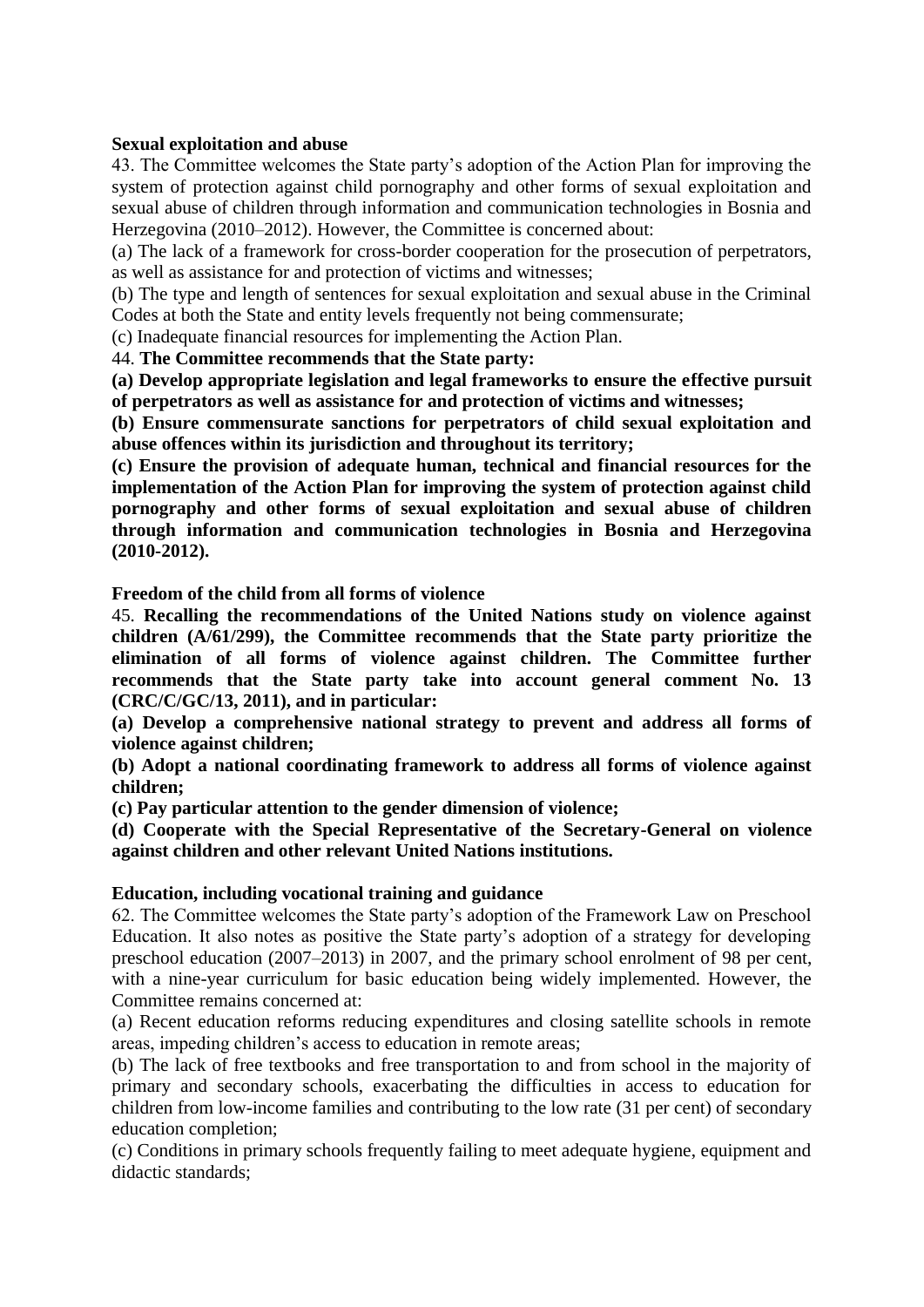**Sexual exploitation and abuse**

43. The Committee welcomes the State party's adoption of the Action Plan for improving the system of protection against child pornography and other forms of sexual exploitation and sexual abuse of children through information and communication technologies in Bosnia and Herzegovina (2010–2012). However, the Committee is concerned about:

(a) The lack of a framework for cross-border cooperation for the prosecution of perpetrators, as well as assistance for and protection of victims and witnesses;

(b) The type and length of sentences for sexual exploitation and sexual abuse in the Criminal Codes at both the State and entity levels frequently not being commensurate;

(c) Inadequate financial resources for implementing the Action Plan.

44. **The Committee recommends that the State party:**

**(a) Develop appropriate legislation and legal frameworks to ensure the effective pursuit of perpetrators as well as assistance for and protection of victims and witnesses;**

**(b) Ensure commensurate sanctions for perpetrators of child sexual exploitation and abuse offences within its jurisdiction and throughout its territory;**

**(c) Ensure the provision of adequate human, technical and financial resources for the implementation of the Action Plan for improving the system of protection against child pornography and other forms of sexual exploitation and sexual abuse of children through information and communication technologies in Bosnia and Herzegovina (2010-2012).**

**Freedom of the child from all forms of violence**

45. **Recalling the recommendations of the United Nations study on violence against children (A/61/299), the Committee recommends that the State party prioritize the elimination of all forms of violence against children. The Committee further recommends that the State party take into account general comment No. 13 (CRC/C/GC/13, 2011), and in particular:**

**(a) Develop a comprehensive national strategy to prevent and address all forms of violence against children;**

**(b) Adopt a national coordinating framework to address all forms of violence against children;**

**(c) Pay particular attention to the gender dimension of violence;**

**(d) Cooperate with the Special Representative of the Secretary-General on violence against children and other relevant United Nations institutions.**

**Education, including vocational training and guidance**

62. The Committee welcomes the State party's adoption of the Framework Law on Preschool Education. It also notes as positive the State party's adoption of a strategy for developing preschool education (2007–2013) in 2007, and the primary school enrolment of 98 per cent, with a nine-year curriculum for basic education being widely implemented. However, the Committee remains concerned at:

(a) Recent education reforms reducing expenditures and closing satellite schools in remote areas, impeding children's access to education in remote areas;

(b) The lack of free textbooks and free transportation to and from school in the majority of primary and secondary schools, exacerbating the difficulties in access to education for children from low-income families and contributing to the low rate (31 per cent) of secondary education completion;

(c) Conditions in primary schools frequently failing to meet adequate hygiene, equipment and didactic standards;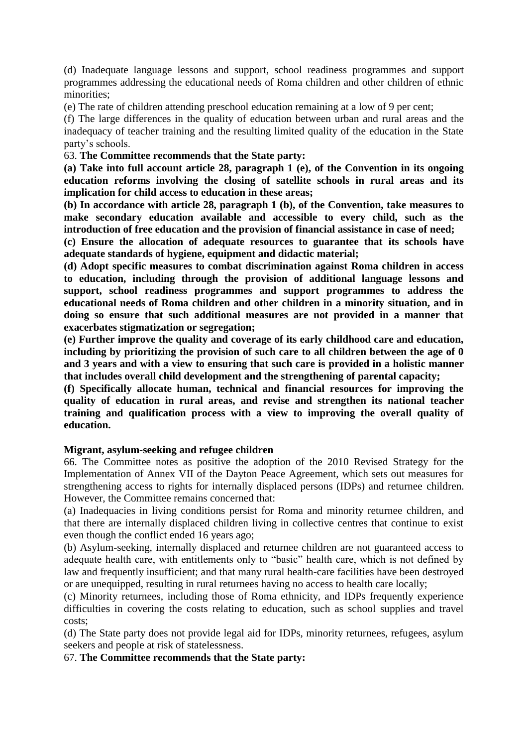(d) Inadequate language lessons and support, school readiness programmes and support programmes addressing the educational needs of Roma children and other children of ethnic minorities;

(e) The rate of children attending preschool education remaining at a low of 9 per cent;

(f) The large differences in the quality of education between urban and rural areas and the inadequacy of teacher training and the resulting limited quality of the education in the State party's schools.

63. **The Committee recommends that the State party:**

**(a) Take into full account article 28, paragraph 1 (e), of the Convention in its ongoing education reforms involving the closing of satellite schools in rural areas and its implication for child access to education in these areas;**

**(b) In accordance with article 28, paragraph 1 (b), of the Convention, take measures to make secondary education available and accessible to every child, such as the introduction of free education and the provision of financial assistance in case of need;**

**(c) Ensure the allocation of adequate resources to guarantee that its schools have adequate standards of hygiene, equipment and didactic material;**

**(d) Adopt specific measures to combat discrimination against Roma children in access to education, including through the provision of additional language lessons and support, school readiness programmes and support programmes to address the educational needs of Roma children and other children in a minority situation, and in doing so ensure that such additional measures are not provided in a manner that exacerbates stigmatization or segregation;**

**(e) Further improve the quality and coverage of its early childhood care and education, including by prioritizing the provision of such care to all children between the age of 0 and 3 years and with a view to ensuring that such care is provided in a holistic manner that includes overall child development and the strengthening of parental capacity;**

**(f) Specifically allocate human, technical and financial resources for improving the quality of education in rural areas, and revise and strengthen its national teacher training and qualification process with a view to improving the overall quality of education.**

**Migrant, asylum-seeking and refugee children**

66. The Committee notes as positive the adoption of the 2010 Revised Strategy for the Implementation of Annex VII of the Dayton Peace Agreement, which sets out measures for strengthening access to rights for internally displaced persons (IDPs) and returnee children. However, the Committee remains concerned that:

(a) Inadequacies in living conditions persist for Roma and minority returnee children, and that there are internally displaced children living in collective centres that continue to exist even though the conflict ended 16 years ago;

(b) Asylum-seeking, internally displaced and returnee children are not guaranteed access to adequate health care, with entitlements only to "basic" health care, which is not defined by law and frequently insufficient; and that many rural health-care facilities have been destroyed or are unequipped, resulting in rural returnees having no access to health care locally;

(c) Minority returnees, including those of Roma ethnicity, and IDPs frequently experience difficulties in covering the costs relating to education, such as school supplies and travel costs;

(d) The State party does not provide legal aid for IDPs, minority returnees, refugees, asylum seekers and people at risk of statelessness.

67. **The Committee recommends that the State party:**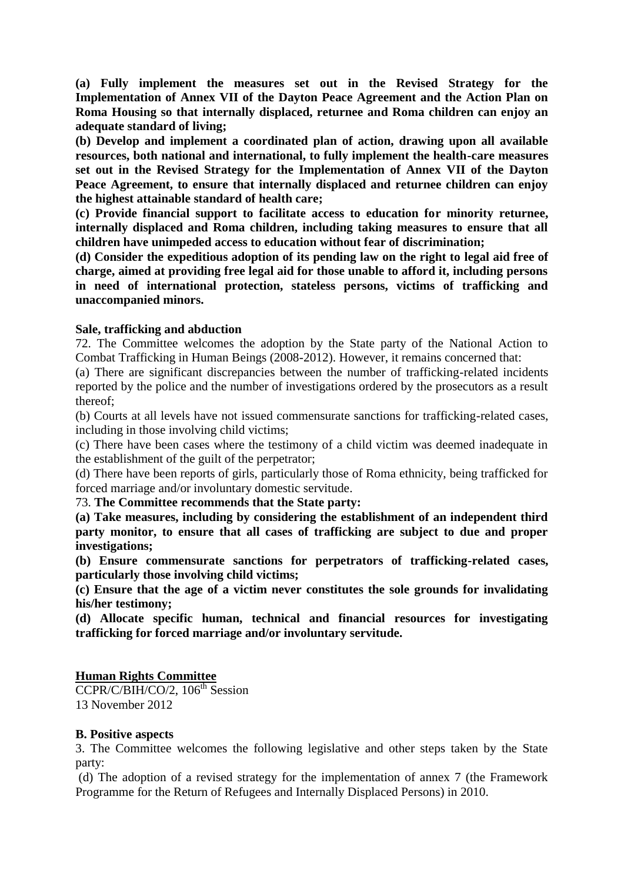**(a) Fully implement the measures set out in the Revised Strategy for the Implementation of Annex VII of the Dayton Peace Agreement and the Action Plan on Roma Housing so that internally displaced, returnee and Roma children can enjoy an adequate standard of living;**

**(b) Develop and implement a coordinated plan of action, drawing upon all available resources, both national and international, to fully implement the health-care measures set out in the Revised Strategy for the Implementation of Annex VII of the Dayton Peace Agreement, to ensure that internally displaced and returnee children can enjoy the highest attainable standard of health care;**

**(c) Provide financial support to facilitate access to education for minority returnee, internally displaced and Roma children, including taking measures to ensure that all children have unimpeded access to education without fear of discrimination;**

**(d) Consider the expeditious adoption of its pending law on the right to legal aid free of charge, aimed at providing free legal aid for those unable to afford it, including persons in need of international protection, stateless persons, victims of trafficking and unaccompanied minors.**

**Sale, trafficking and abduction**

72. The Committee welcomes the adoption by the State party of the National Action to Combat Trafficking in Human Beings (2008-2012). However, it remains concerned that:

(a) There are significant discrepancies between the number of trafficking-related incidents reported by the police and the number of investigations ordered by the prosecutors as a result thereof;

(b) Courts at all levels have not issued commensurate sanctions for trafficking-related cases, including in those involving child victims;

(c) There have been cases where the testimony of a child victim was deemed inadequate in the establishment of the guilt of the perpetrator;

(d) There have been reports of girls, particularly those of Roma ethnicity, being trafficked for forced marriage and/or involuntary domestic servitude.

73. **The Committee recommends that the State party:**

**(a) Take measures, including by considering the establishment of an independent third party monitor, to ensure that all cases of trafficking are subject to due and proper investigations;**

**(b) Ensure commensurate sanctions for perpetrators of trafficking-related cases, particularly those involving child victims;**

**(c) Ensure that the age of a victim never constitutes the sole grounds for invalidating his/her testimony;**

**(d) Allocate specific human, technical and financial resources for investigating trafficking for forced marriage and/or involuntary servitude.**

**Human Rights Committee**

CCPR/C/BIH/CO/2, 106th Session
13 November 2012

**B. Positive aspects**

3. The Committee welcomes the following legislative and other steps taken by the State party:

(d) The adoption of a revised strategy for the implementation of annex 7 (the Framework Programme for the Return of Refugees and Internally Displaced Persons) in 2010.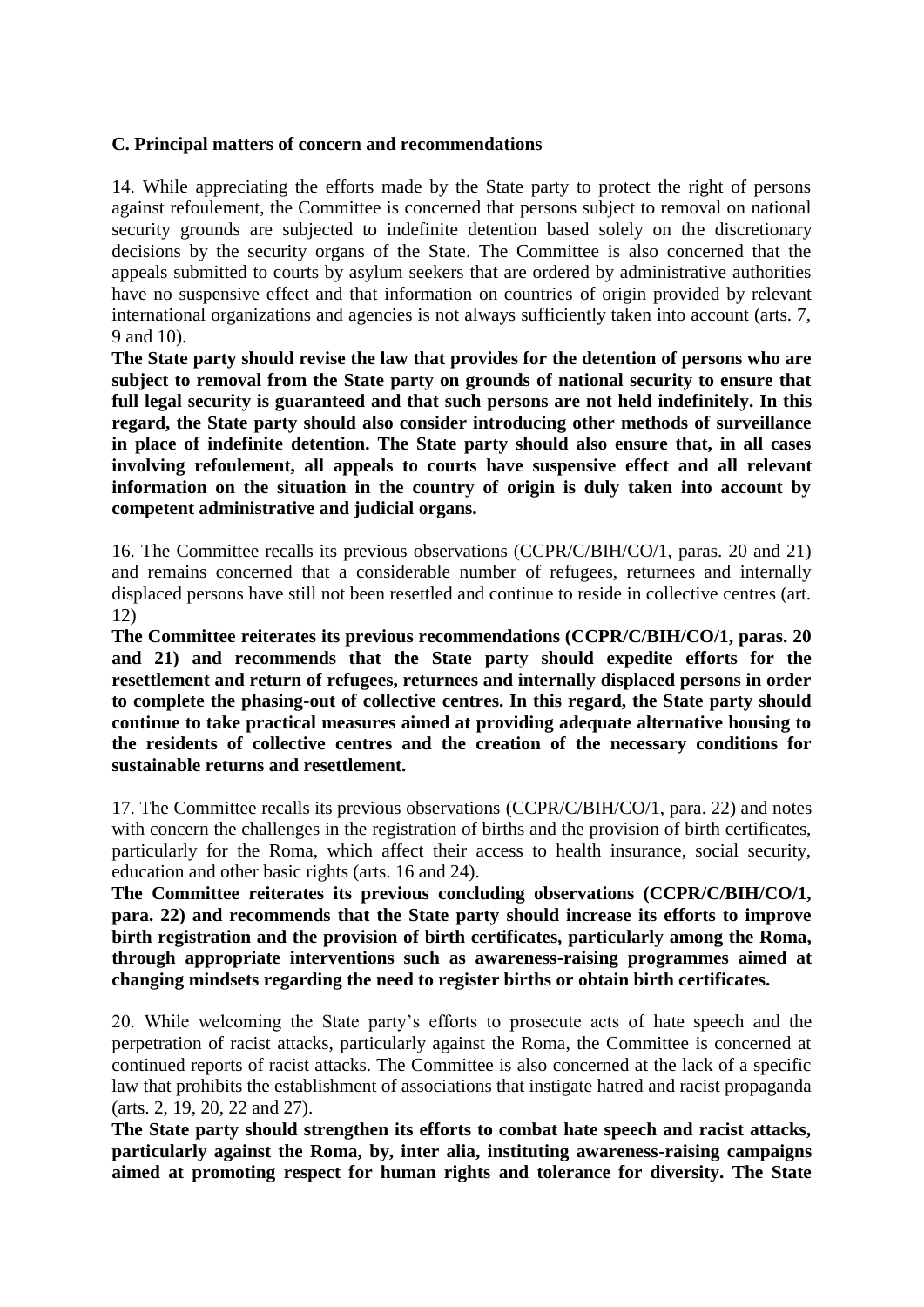**C. Principal matters of concern and recommendations**

14. While appreciating the efforts made by the State party to protect the right of persons against refoulement, the Committee is concerned that persons subject to removal on national security grounds are subjected to indefinite detention based solely on the discretionary decisions by the security organs of the State. The Committee is also concerned that the appeals submitted to courts by asylum seekers that are ordered by administrative authorities have no suspensive effect and that information on countries of origin provided by relevant international organizations and agencies is not always sufficiently taken into account (arts. 7, 9 and 10).

**The State party should revise the law that provides for the detention of persons who are subject to removal from the State party on grounds of national security to ensure that full legal security is guaranteed and that such persons are not held indefinitely. In this regard, the State party should also consider introducing other methods of surveillance in place of indefinite detention. The State party should also ensure that, in all cases involving refoulement, all appeals to courts have suspensive effect and all relevant information on the situation in the country of origin is duly taken into account by competent administrative and judicial organs.**

16. The Committee recalls its previous observations (CCPR/C/BIH/CO/1, paras. 20 and 21) and remains concerned that a considerable number of refugees, returnees and internally displaced persons have still not been resettled and continue to reside in collective centres (art. 12)

**The Committee reiterates its previous recommendations (CCPR/C/BIH/CO/1, paras. 20 and 21) and recommends that the State party should expedite efforts for the resettlement and return of refugees, returnees and internally displaced persons in order to complete the phasing-out of collective centres. In this regard, the State party should continue to take practical measures aimed at providing adequate alternative housing to the residents of collective centres and the creation of the necessary conditions for sustainable returns and resettlement.**

17. The Committee recalls its previous observations (CCPR/C/BIH/CO/1, para. 22) and notes with concern the challenges in the registration of births and the provision of birth certificates, particularly for the Roma, which affect their access to health insurance, social security, education and other basic rights (arts. 16 and 24).

**The Committee reiterates its previous concluding observations (CCPR/C/BIH/CO/1, para. 22) and recommends that the State party should increase its efforts to improve birth registration and the provision of birth certificates, particularly among the Roma, through appropriate interventions such as awareness-raising programmes aimed at changing mindsets regarding the need to register births or obtain birth certificates.**

20. While welcoming the State party's efforts to prosecute acts of hate speech and the perpetration of racist attacks, particularly against the Roma, the Committee is concerned at continued reports of racist attacks. The Committee is also concerned at the lack of a specific law that prohibits the establishment of associations that instigate hatred and racist propaganda (arts. 2, 19, 20, 22 and 27).

**The State party should strengthen its efforts to combat hate speech and racist attacks, particularly against the Roma, by, inter alia, instituting awareness-raising campaigns aimed at promoting respect for human rights and tolerance for diversity. The State**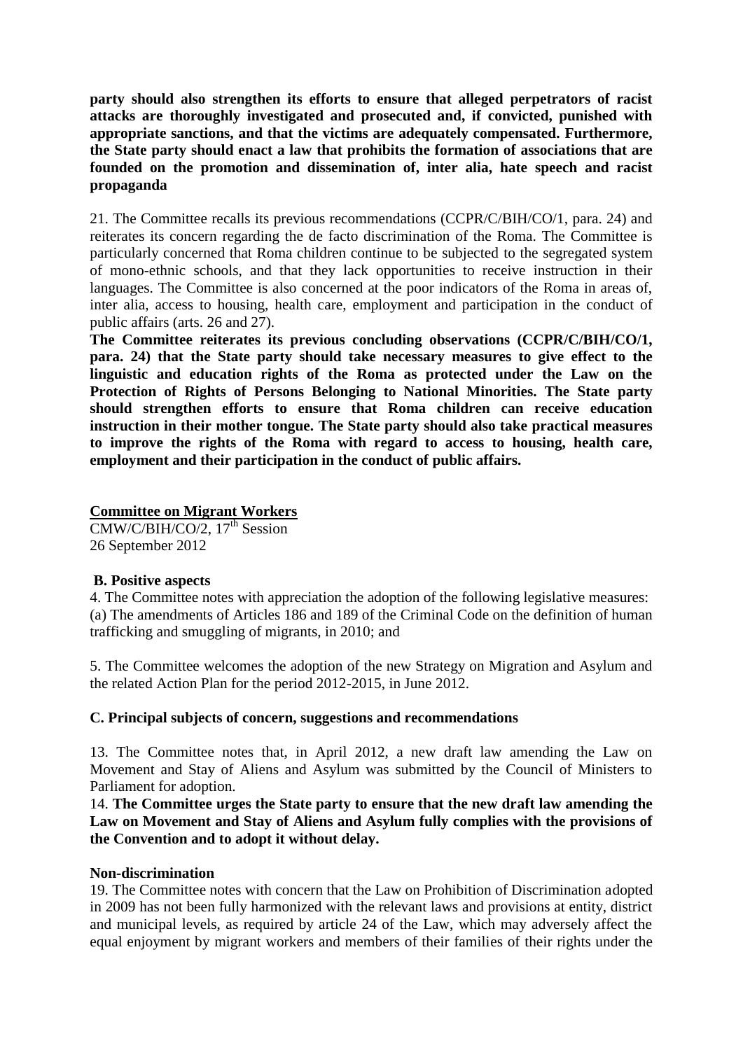**party should also strengthen its efforts to ensure that alleged perpetrators of racist attacks are thoroughly investigated and prosecuted and, if convicted, punished with appropriate sanctions, and that the victims are adequately compensated. Furthermore, the State party should enact a law that prohibits the formation of associations that are founded on the promotion and dissemination of, inter alia, hate speech and racist propaganda**

21. The Committee recalls its previous recommendations (CCPR/C/BIH/CO/1, para. 24) and reiterates its concern regarding the de facto discrimination of the Roma. The Committee is particularly concerned that Roma children continue to be subjected to the segregated system of mono-ethnic schools, and that they lack opportunities to receive instruction in their languages. The Committee is also concerned at the poor indicators of the Roma in areas of, inter alia, access to housing, health care, employment and participation in the conduct of public affairs (arts. 26 and 27).

**The Committee reiterates its previous concluding observations (CCPR/C/BIH/CO/1, para. 24) that the State party should take necessary measures to give effect to the linguistic and education rights of the Roma as protected under the Law on the Protection of Rights of Persons Belonging to National Minorities. The State party should strengthen efforts to ensure that Roma children can receive education instruction in their mother tongue. The State party should also take practical measures to improve the rights of the Roma with regard to access to housing, health care, employment and their participation in the conduct of public affairs.**

**Committee on Migrant Workers**

CMW/C/BIH/CO/2, 17th Session
26 September 2012

**B. Positive aspects**

4. The Committee notes with appreciation the adoption of the following legislative measures:
(a) The amendments of Articles 186 and 189 of the Criminal Code on the definition of human trafficking and smuggling of migrants, in 2010; and

5. The Committee welcomes the adoption of the new Strategy on Migration and Asylum and the related Action Plan for the period 2012-2015, in June 2012.

**C. Principal subjects of concern, suggestions and recommendations**

13. The Committee notes that, in April 2012, a new draft law amending the Law on Movement and Stay of Aliens and Asylum was submitted by the Council of Ministers to Parliament for adoption.

14. **The Committee urges the State party to ensure that the new draft law amending the Law on Movement and Stay of Aliens and Asylum fully complies with the provisions of the Convention and to adopt it without delay.**

**Non-discrimination**

19. The Committee notes with concern that the Law on Prohibition of Discrimination adopted in 2009 has not been fully harmonized with the relevant laws and provisions at entity, district and municipal levels, as required by article 24 of the Law, which may adversely affect the equal enjoyment by migrant workers and members of their families of their rights under the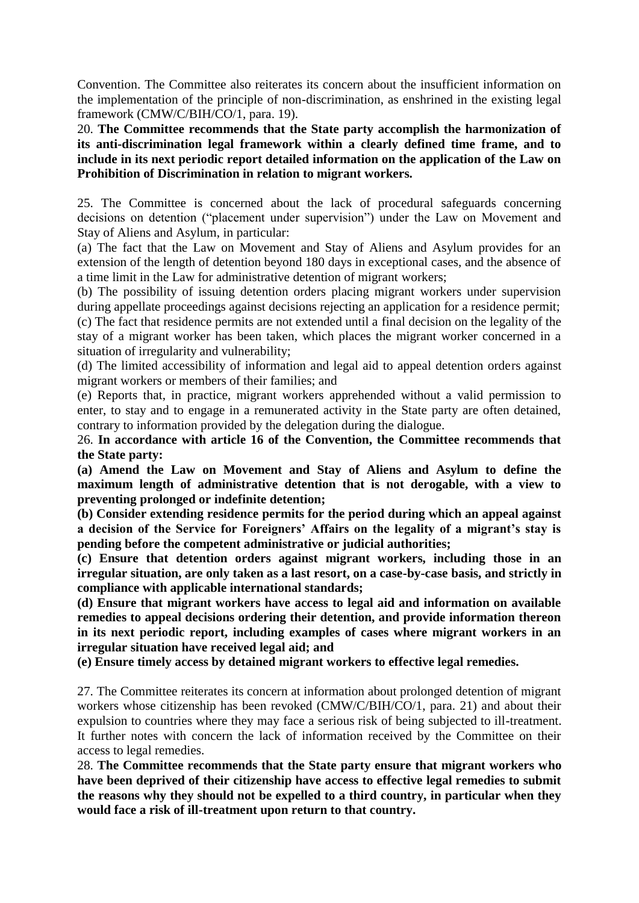Convention. The Committee also reiterates its concern about the insufficient information on the implementation of the principle of non-discrimination, as enshrined in the existing legal framework (CMW/C/BIH/CO/1, para. 19).

20. **The Committee recommends that the State party accomplish the harmonization of its anti-discrimination legal framework within a clearly defined time frame, and to include in its next periodic report detailed information on the application of the Law on Prohibition of Discrimination in relation to migrant workers.**

25. The Committee is concerned about the lack of procedural safeguards concerning decisions on detention ("placement under supervision") under the Law on Movement and Stay of Aliens and Asylum, in particular:

(a) The fact that the Law on Movement and Stay of Aliens and Asylum provides for an extension of the length of detention beyond 180 days in exceptional cases, and the absence of a time limit in the Law for administrative detention of migrant workers;

(b) The possibility of issuing detention orders placing migrant workers under supervision during appellate proceedings against decisions rejecting an application for a residence permit;

(c) The fact that residence permits are not extended until a final decision on the legality of the stay of a migrant worker has been taken, which places the migrant worker concerned in a situation of irregularity and vulnerability;

(d) The limited accessibility of information and legal aid to appeal detention orders against migrant workers or members of their families; and

(e) Reports that, in practice, migrant workers apprehended without a valid permission to enter, to stay and to engage in a remunerated activity in the State party are often detained, contrary to information provided by the delegation during the dialogue.

26. **In accordance with article 16 of the Convention, the Committee recommends that the State party:**

**(a) Amend the Law on Movement and Stay of Aliens and Asylum to define the maximum length of administrative detention that is not derogable, with a view to preventing prolonged or indefinite detention;**

**(b) Consider extending residence permits for the period during which an appeal against a decision of the Service for Foreigners' Affairs on the legality of a migrant's stay is pending before the competent administrative or judicial authorities;**

**(c) Ensure that detention orders against migrant workers, including those in an irregular situation, are only taken as a last resort, on a case-by-case basis, and strictly in compliance with applicable international standards;**

**(d) Ensure that migrant workers have access to legal aid and information on available remedies to appeal decisions ordering their detention, and provide information thereon in its next periodic report, including examples of cases where migrant workers in an irregular situation have received legal aid; and**

**(e) Ensure timely access by detained migrant workers to effective legal remedies.**

27. The Committee reiterates its concern at information about prolonged detention of migrant workers whose citizenship has been revoked (CMW/C/BIH/CO/1, para. 21) and about their expulsion to countries where they may face a serious risk of being subjected to ill-treatment. It further notes with concern the lack of information received by the Committee on their access to legal remedies.

28. **The Committee recommends that the State party ensure that migrant workers who have been deprived of their citizenship have access to effective legal remedies to submit the reasons why they should not be expelled to a third country, in particular when they would face a risk of ill-treatment upon return to that country.**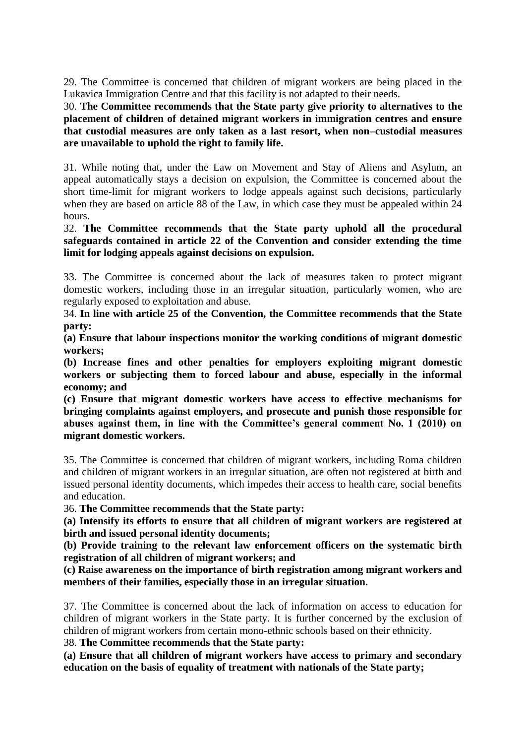29. The Committee is concerned that children of migrant workers are being placed in the Lukavica Immigration Centre and that this facility is not adapted to their needs.

30. **The Committee recommends that the State party give priority to alternatives to the placement of children of detained migrant workers in immigration centres and ensure that custodial measures are only taken as a last resort, when non–custodial measures are unavailable to uphold the right to family life.**

31. While noting that, under the Law on Movement and Stay of Aliens and Asylum, an appeal automatically stays a decision on expulsion, the Committee is concerned about the short time-limit for migrant workers to lodge appeals against such decisions, particularly when they are based on article 88 of the Law, in which case they must be appealed within 24 hours.

32. **The Committee recommends that the State party uphold all the procedural safeguards contained in article 22 of the Convention and consider extending the time limit for lodging appeals against decisions on expulsion.**

33. The Committee is concerned about the lack of measures taken to protect migrant domestic workers, including those in an irregular situation, particularly women, who are regularly exposed to exploitation and abuse.

34. **In line with article 25 of the Convention, the Committee recommends that the State party:**

**(a) Ensure that labour inspections monitor the working conditions of migrant domestic workers;**

**(b) Increase fines and other penalties for employers exploiting migrant domestic workers or subjecting them to forced labour and abuse, especially in the informal economy; and**

**(c) Ensure that migrant domestic workers have access to effective mechanisms for bringing complaints against employers, and prosecute and punish those responsible for abuses against them, in line with the Committee's general comment No. 1 (2010) on migrant domestic workers.**

35. The Committee is concerned that children of migrant workers, including Roma children and children of migrant workers in an irregular situation, are often not registered at birth and issued personal identity documents, which impedes their access to health care, social benefits and education.

36. **The Committee recommends that the State party:**

**(a) Intensify its efforts to ensure that all children of migrant workers are registered at birth and issued personal identity documents;**

**(b) Provide training to the relevant law enforcement officers on the systematic birth registration of all children of migrant workers; and**

**(c) Raise awareness on the importance of birth registration among migrant workers and members of their families, especially those in an irregular situation.**

37. The Committee is concerned about the lack of information on access to education for children of migrant workers in the State party. It is further concerned by the exclusion of children of migrant workers from certain mono-ethnic schools based on their ethnicity.

38. **The Committee recommends that the State party:**

**(a) Ensure that all children of migrant workers have access to primary and secondary education on the basis of equality of treatment with nationals of the State party;**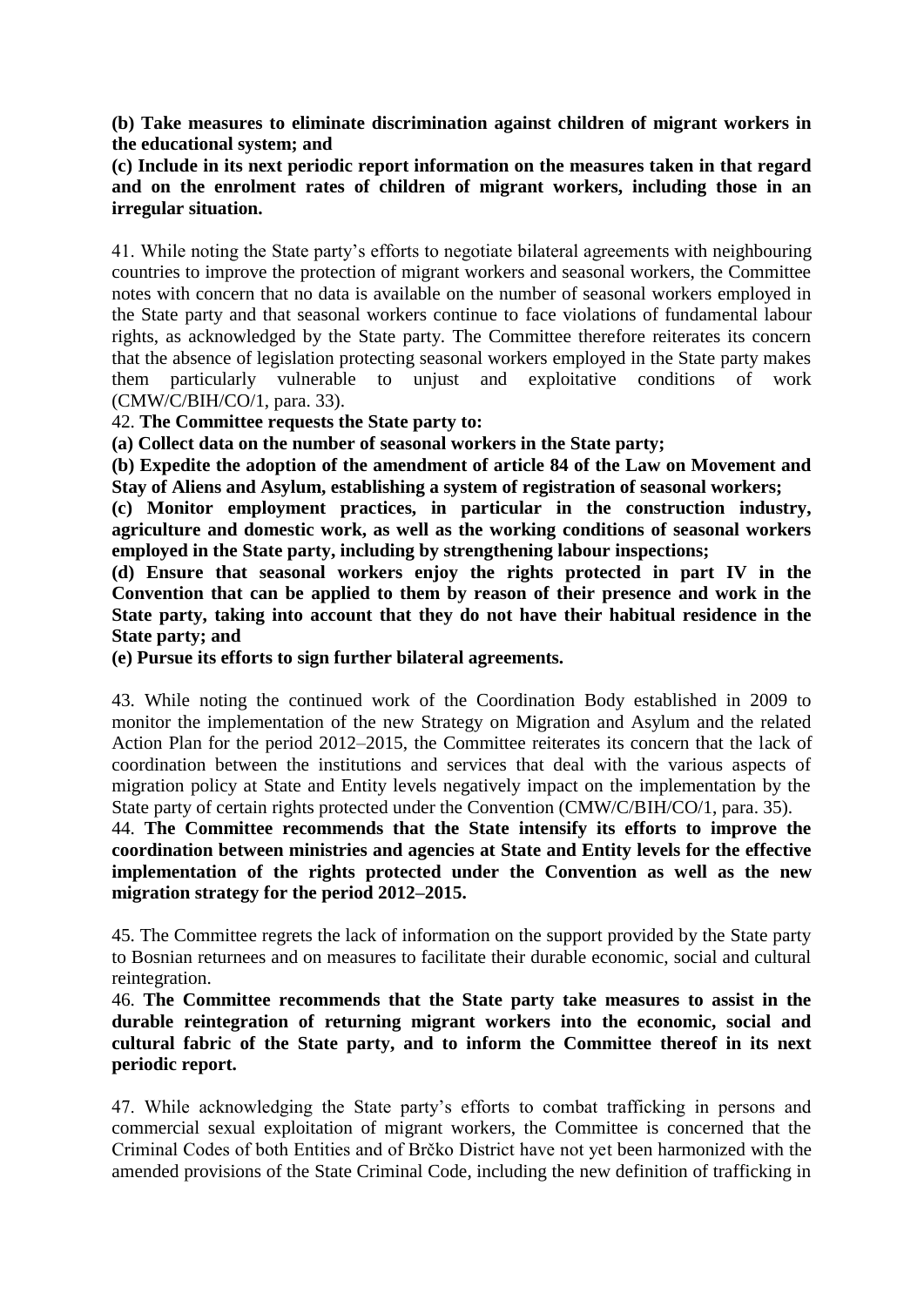**(b) Take measures to eliminate discrimination against children of migrant workers in the educational system; and**

**(c) Include in its next periodic report information on the measures taken in that regard and on the enrolment rates of children of migrant workers, including those in an irregular situation.**

41. While noting the State party's efforts to negotiate bilateral agreements with neighbouring countries to improve the protection of migrant workers and seasonal workers, the Committee notes with concern that no data is available on the number of seasonal workers employed in the State party and that seasonal workers continue to face violations of fundamental labour rights, as acknowledged by the State party. The Committee therefore reiterates its concern that the absence of legislation protecting seasonal workers employed in the State party makes them particularly vulnerable to unjust and exploitative conditions of work (CMW/C/BIH/CO/1, para. 33).

42. **The Committee requests the State party to:**

**(a) Collect data on the number of seasonal workers in the State party;**

**(b) Expedite the adoption of the amendment of article 84 of the Law on Movement and Stay of Aliens and Asylum, establishing a system of registration of seasonal workers;**

**(c) Monitor employment practices, in particular in the construction industry, agriculture and domestic work, as well as the working conditions of seasonal workers employed in the State party, including by strengthening labour inspections;**

**(d) Ensure that seasonal workers enjoy the rights protected in part IV in the Convention that can be applied to them by reason of their presence and work in the State party, taking into account that they do not have their habitual residence in the State party; and**

**(e) Pursue its efforts to sign further bilateral agreements.**

43. While noting the continued work of the Coordination Body established in 2009 to monitor the implementation of the new Strategy on Migration and Asylum and the related Action Plan for the period 2012–2015, the Committee reiterates its concern that the lack of coordination between the institutions and services that deal with the various aspects of migration policy at State and Entity levels negatively impact on the implementation by the State party of certain rights protected under the Convention (CMW/C/BIH/CO/1, para. 35).

44. **The Committee recommends that the State intensify its efforts to improve the coordination between ministries and agencies at State and Entity levels for the effective implementation of the rights protected under the Convention as well as the new migration strategy for the period 2012–2015.**

45. The Committee regrets the lack of information on the support provided by the State party to Bosnian returnees and on measures to facilitate their durable economic, social and cultural reintegration.

46. **The Committee recommends that the State party take measures to assist in the durable reintegration of returning migrant workers into the economic, social and cultural fabric of the State party, and to inform the Committee thereof in its next periodic report.**

47. While acknowledging the State party's efforts to combat trafficking in persons and commercial sexual exploitation of migrant workers, the Committee is concerned that the Criminal Codes of both Entities and of Brčko District have not yet been harmonized with the amended provisions of the State Criminal Code, including the new definition of trafficking in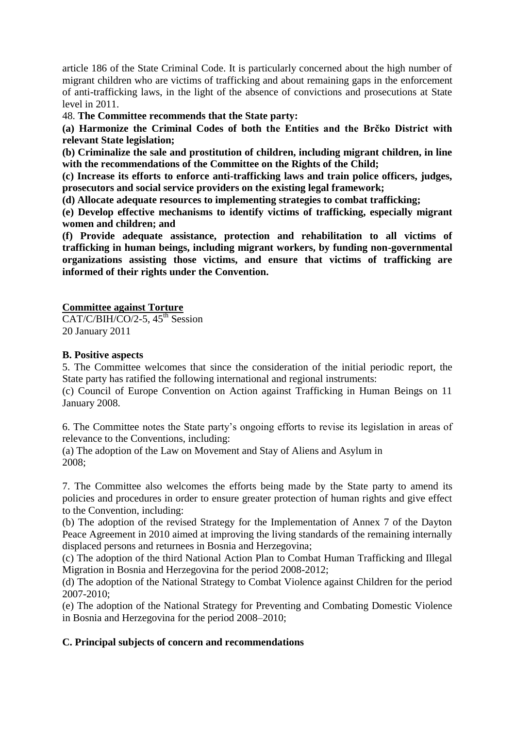article 186 of the State Criminal Code. It is particularly concerned about the high number of migrant children who are victims of trafficking and about remaining gaps in the enforcement of anti-trafficking laws, in the light of the absence of convictions and prosecutions at State level in 2011.

48. **The Committee recommends that the State party:**

**(a) Harmonize the Criminal Codes of both the Entities and the Brčko District with relevant State legislation;**

**(b) Criminalize the sale and prostitution of children, including migrant children, in line with the recommendations of the Committee on the Rights of the Child;**

**(c) Increase its efforts to enforce anti-trafficking laws and train police officers, judges, prosecutors and social service providers on the existing legal framework;**

**(d) Allocate adequate resources to implementing strategies to combat trafficking;**

**(e) Develop effective mechanisms to identify victims of trafficking, especially migrant women and children; and**

**(f) Provide adequate assistance, protection and rehabilitation to all victims of trafficking in human beings, including migrant workers, by funding non-governmental organizations assisting those victims, and ensure that victims of trafficking are informed of their rights under the Convention.**

**Committee against Torture**

CAT/C/BIH/CO/2-5, 45th Session
20 January 2011

**B. Positive aspects**

5. The Committee welcomes that since the consideration of the initial periodic report, the State party has ratified the following international and regional instruments:

(c) Council of Europe Convention on Action against Trafficking in Human Beings on 11 January 2008.

6. The Committee notes the State party's ongoing efforts to revise its legislation in areas of relevance to the Conventions, including:

(a) The adoption of the Law on Movement and Stay of Aliens and Asylum in 2008;

7. The Committee also welcomes the efforts being made by the State party to amend its policies and procedures in order to ensure greater protection of human rights and give effect to the Convention, including:

(b) The adoption of the revised Strategy for the Implementation of Annex 7 of the Dayton Peace Agreement in 2010 aimed at improving the living standards of the remaining internally displaced persons and returnees in Bosnia and Herzegovina;

(c) The adoption of the third National Action Plan to Combat Human Trafficking and Illegal Migration in Bosnia and Herzegovina for the period 2008-2012;

(d) The adoption of the National Strategy to Combat Violence against Children for the period 2007-2010;

(e) The adoption of the National Strategy for Preventing and Combating Domestic Violence in Bosnia and Herzegovina for the period 2008–2010;

**C. Principal subjects of concern and recommendations**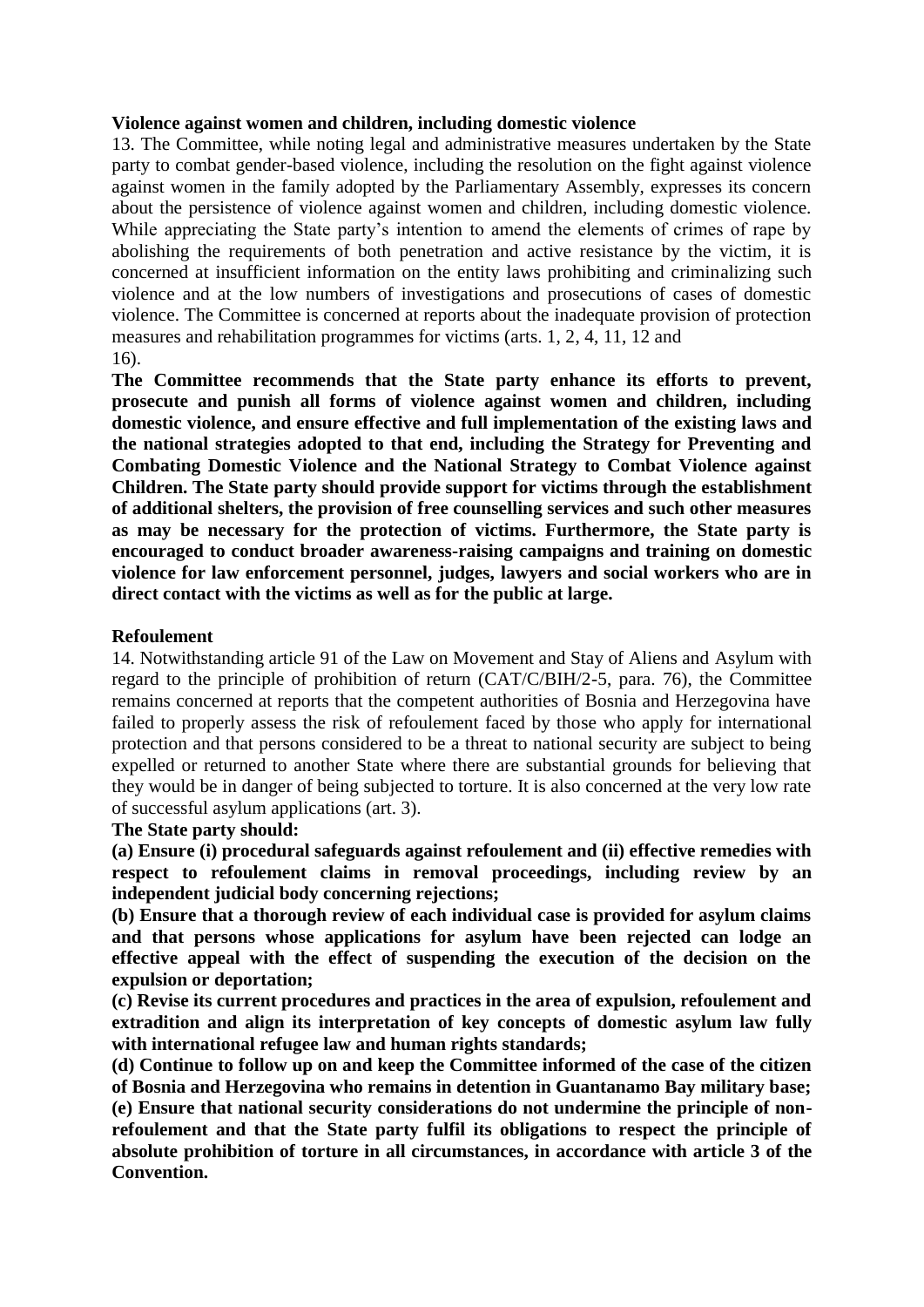**Violence against women and children, including domestic violence**

13. The Committee, while noting legal and administrative measures undertaken by the State party to combat gender-based violence, including the resolution on the fight against violence against women in the family adopted by the Parliamentary Assembly, expresses its concern about the persistence of violence against women and children, including domestic violence. While appreciating the State party's intention to amend the elements of crimes of rape by abolishing the requirements of both penetration and active resistance by the victim, it is concerned at insufficient information on the entity laws prohibiting and criminalizing such violence and at the low numbers of investigations and prosecutions of cases of domestic violence. The Committee is concerned at reports about the inadequate provision of protection measures and rehabilitation programmes for victims (arts. 1, 2, 4, 11, 12 and 16).

**The Committee recommends that the State party enhance its efforts to prevent, prosecute and punish all forms of violence against women and children, including domestic violence, and ensure effective and full implementation of the existing laws and the national strategies adopted to that end, including the Strategy for Preventing and Combating Domestic Violence and the National Strategy to Combat Violence against Children. The State party should provide support for victims through the establishment of additional shelters, the provision of free counselling services and such other measures as may be necessary for the protection of victims. Furthermore, the State party is encouraged to conduct broader awareness-raising campaigns and training on domestic violence for law enforcement personnel, judges, lawyers and social workers who are in direct contact with the victims as well as for the public at large.**

**Refoulement**

14. Notwithstanding article 91 of the Law on Movement and Stay of Aliens and Asylum with regard to the principle of prohibition of return (CAT/C/BIH/2-5, para. 76), the Committee remains concerned at reports that the competent authorities of Bosnia and Herzegovina have failed to properly assess the risk of refoulement faced by those who apply for international protection and that persons considered to be a threat to national security are subject to being expelled or returned to another State where there are substantial grounds for believing that they would be in danger of being subjected to torture. It is also concerned at the very low rate of successful asylum applications (art. 3).

**The State party should:**

**(a) Ensure (i) procedural safeguards against refoulement and (ii) effective remedies with respect to refoulement claims in removal proceedings, including review by an independent judicial body concerning rejections;**

**(b) Ensure that a thorough review of each individual case is provided for asylum claims and that persons whose applications for asylum have been rejected can lodge an effective appeal with the effect of suspending the execution of the decision on the expulsion or deportation;**

**(c) Revise its current procedures and practices in the area of expulsion, refoulement and extradition and align its interpretation of key concepts of domestic asylum law fully with international refugee law and human rights standards;**

**(d) Continue to follow up on and keep the Committee informed of the case of the citizen of Bosnia and Herzegovina who remains in detention in Guantanamo Bay military base;**

**(e) Ensure that national security considerations do not undermine the principle of non-refoulement and that the State party fulfil its obligations to respect the principle of absolute prohibition of torture in all circumstances, in accordance with article 3 of the Convention.**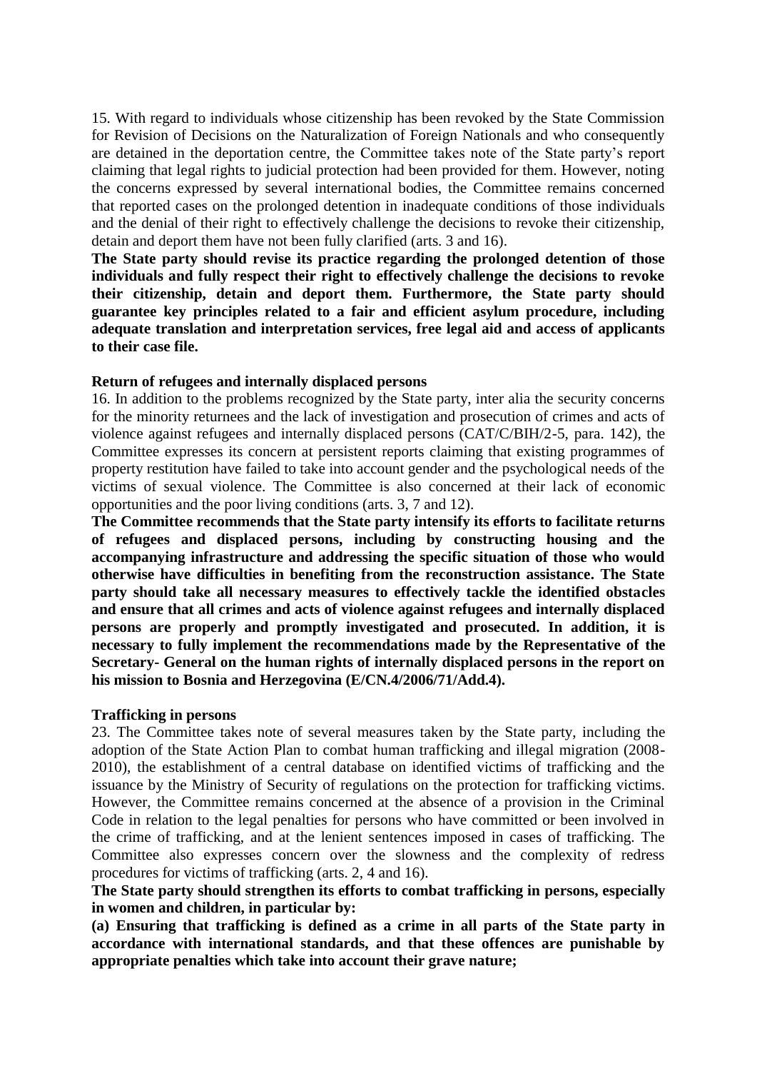15. With regard to individuals whose citizenship has been revoked by the State Commission for Revision of Decisions on the Naturalization of Foreign Nationals and who consequently are detained in the deportation centre, the Committee takes note of the State party's report claiming that legal rights to judicial protection had been provided for them. However, noting the concerns expressed by several international bodies, the Committee remains concerned that reported cases on the prolonged detention in inadequate conditions of those individuals and the denial of their right to effectively challenge the decisions to revoke their citizenship, detain and deport them have not been fully clarified (arts. 3 and 16).

**The State party should revise its practice regarding the prolonged detention of those individuals and fully respect their right to effectively challenge the decisions to revoke their citizenship, detain and deport them. Furthermore, the State party should guarantee key principles related to a fair and efficient asylum procedure, including adequate translation and interpretation services, free legal aid and access of applicants to their case file.**

**Return of refugees and internally displaced persons**

16. In addition to the problems recognized by the State party, inter alia the security concerns for the minority returnees and the lack of investigation and prosecution of crimes and acts of violence against refugees and internally displaced persons (CAT/C/BIH/2-5, para. 142), the Committee expresses its concern at persistent reports claiming that existing programmes of property restitution have failed to take into account gender and the psychological needs of the victims of sexual violence. The Committee is also concerned at their lack of economic opportunities and the poor living conditions (arts. 3, 7 and 12).

**The Committee recommends that the State party intensify its efforts to facilitate returns of refugees and displaced persons, including by constructing housing and the accompanying infrastructure and addressing the specific situation of those who would otherwise have difficulties in benefiting from the reconstruction assistance. The State party should take all necessary measures to effectively tackle the identified obstacles and ensure that all crimes and acts of violence against refugees and internally displaced persons are properly and promptly investigated and prosecuted. In addition, it is necessary to fully implement the recommendations made by the Representative of the Secretary- General on the human rights of internally displaced persons in the report on his mission to Bosnia and Herzegovina (E/CN.4/2006/71/Add.4).**

**Trafficking in persons**

23. The Committee takes note of several measures taken by the State party, including the adoption of the State Action Plan to combat human trafficking and illegal migration (2008-2010), the establishment of a central database on identified victims of trafficking and the issuance by the Ministry of Security of regulations on the protection for trafficking victims. However, the Committee remains concerned at the absence of a provision in the Criminal Code in relation to the legal penalties for persons who have committed or been involved in the crime of trafficking, and at the lenient sentences imposed in cases of trafficking. The Committee also expresses concern over the slowness and the complexity of redress procedures for victims of trafficking (arts. 2, 4 and 16).

**The State party should strengthen its efforts to combat trafficking in persons, especially in women and children, in particular by:**

**(a) Ensuring that trafficking is defined as a crime in all parts of the State party in accordance with international standards, and that these offences are punishable by appropriate penalties which take into account their grave nature;**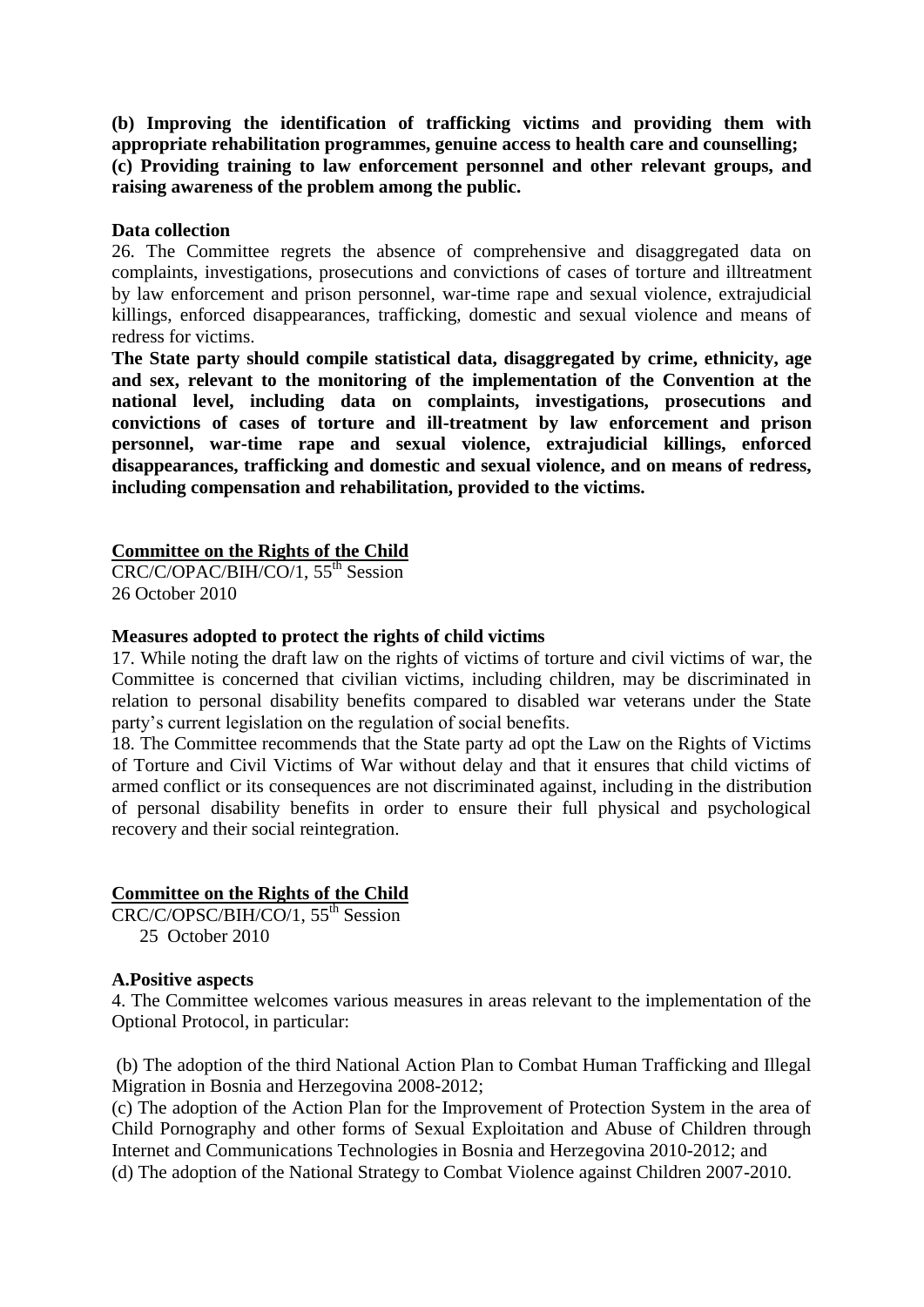**(b) Improving the identification of trafficking victims and providing them with appropriate rehabilitation programmes, genuine access to health care and counselling;**
**(c) Providing training to law enforcement personnel and other relevant groups, and raising awareness of the problem among the public.**

**Data collection**

26. The Committee regrets the absence of comprehensive and disaggregated data on complaints, investigations, prosecutions and convictions of cases of torture and illtreatment by law enforcement and prison personnel, war-time rape and sexual violence, extrajudicial killings, enforced disappearances, trafficking, domestic and sexual violence and means of redress for victims.

**The State party should compile statistical data, disaggregated by crime, ethnicity, age and sex, relevant to the monitoring of the implementation of the Convention at the national level, including data on complaints, investigations, prosecutions and convictions of cases of torture and ill-treatment by law enforcement and prison personnel, war-time rape and sexual violence, extrajudicial killings, enforced disappearances, trafficking and domestic and sexual violence, and on means of redress, including compensation and rehabilitation, provided to the victims.**

**Committee on the Rights of the Child**

CRC/C/OPAC/BIH/CO/1, 55th Session
26 October 2010

**Measures adopted to protect the rights of child victims**

17. While noting the draft law on the rights of victims of torture and civil victims of war, the Committee is concerned that civilian victims, including children, may be discriminated in relation to personal disability benefits compared to disabled war veterans under the State party's current legislation on the regulation of social benefits.

18. The Committee recommends that the State party ad opt the Law on the Rights of Victims of Torture and Civil Victims of War without delay and that it ensures that child victims of armed conflict or its consequences are not discriminated against, including in the distribution of personal disability benefits in order to ensure their full physical and psychological recovery and their social reintegration.

**Committee on the Rights of the Child**

CRC/C/OPSC/BIH/CO/1, 55th Session
25 October 2010

**A.Positive aspects**

4. The Committee welcomes various measures in areas relevant to the implementation of the Optional Protocol, in particular:

(b) The adoption of the third National Action Plan to Combat Human Trafficking and Illegal Migration in Bosnia and Herzegovina 2008-2012;
(c) The adoption of the Action Plan for the Improvement of Protection System in the area of Child Pornography and other forms of Sexual Exploitation and Abuse of Children through Internet and Communications Technologies in Bosnia and Herzegovina 2010-2012; and
(d) The adoption of the National Strategy to Combat Violence against Children 2007-2010.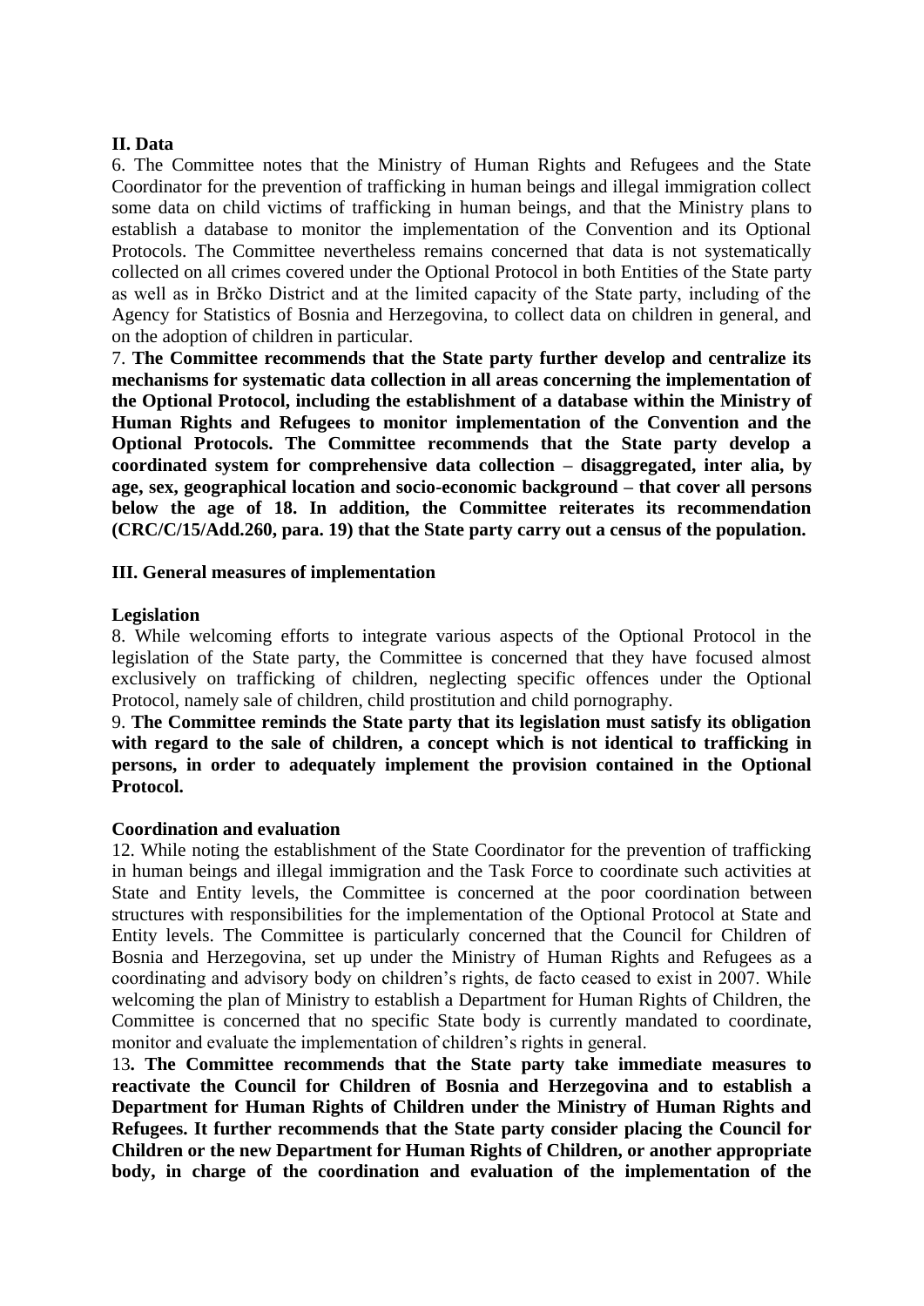## II. Data

6. The Committee notes that the Ministry of Human Rights and Refugees and the State Coordinator for the prevention of trafficking in human beings and illegal immigration collect some data on child victims of trafficking in human beings, and that the Ministry plans to establish a database to monitor the implementation of the Convention and its Optional Protocols. The Committee nevertheless remains concerned that data is not systematically collected on all crimes covered under the Optional Protocol in both Entities of the State party as well as in Brčko District and at the limited capacity of the State party, including of the Agency for Statistics of Bosnia and Herzegovina, to collect data on children in general, and on the adoption of children in particular.

7. **The Committee recommends that the State party further develop and centralize its mechanisms for systematic data collection in all areas concerning the implementation of the Optional Protocol, including the establishment of a database within the Ministry of Human Rights and Refugees to monitor implementation of the Convention and the Optional Protocols. The Committee recommends that the State party develop a coordinated system for comprehensive data collection – disaggregated, inter alia, by age, sex, geographical location and socio-economic background – that cover all persons below the age of 18. In addition, the Committee reiterates its recommendation (CRC/C/15/Add.260, para. 19) that the State party carry out a census of the population.**

## III. General measures of implementation

### Legislation

8. While welcoming efforts to integrate various aspects of the Optional Protocol in the legislation of the State party, the Committee is concerned that they have focused almost exclusively on trafficking of children, neglecting specific offences under the Optional Protocol, namely sale of children, child prostitution and child pornography.

9. **The Committee reminds the State party that its legislation must satisfy its obligation with regard to the sale of children, a concept which is not identical to trafficking in persons, in order to adequately implement the provision contained in the Optional Protocol.**

### Coordination and evaluation

12. While noting the establishment of the State Coordinator for the prevention of trafficking in human beings and illegal immigration and the Task Force to coordinate such activities at State and Entity levels, the Committee is concerned at the poor coordination between structures with responsibilities for the implementation of the Optional Protocol at State and Entity levels. The Committee is particularly concerned that the Council for Children of Bosnia and Herzegovina, set up under the Ministry of Human Rights and Refugees as a coordinating and advisory body on children's rights, de facto ceased to exist in 2007. While welcoming the plan of Ministry to establish a Department for Human Rights of Children, the Committee is concerned that no specific State body is currently mandated to coordinate, monitor and evaluate the implementation of children's rights in general.

13**. The Committee recommends that the State party take immediate measures to reactivate the Council for Children of Bosnia and Herzegovina and to establish a Department for Human Rights of Children under the Ministry of Human Rights and Refugees. It further recommends that the State party consider placing the Council for Children or the new Department for Human Rights of Children, or another appropriate body, in charge of the coordination and evaluation of the implementation of the**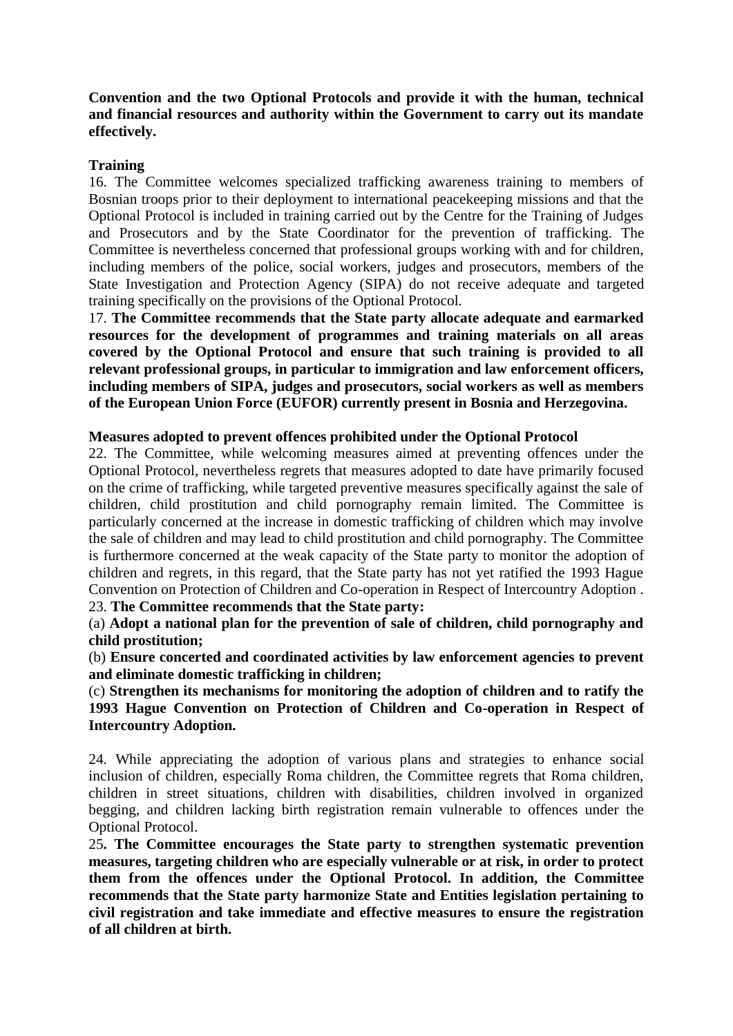**Convention and the two Optional Protocols and provide it with the human, technical and financial resources and authority within the Government to carry out its mandate effectively.**

**Training**

16. The Committee welcomes specialized trafficking awareness training to members of Bosnian troops prior to their deployment to international peacekeeping missions and that the Optional Protocol is included in training carried out by the Centre for the Training of Judges and Prosecutors and by the State Coordinator for the prevention of trafficking. The Committee is nevertheless concerned that professional groups working with and for children, including members of the police, social workers, judges and prosecutors, members of the State Investigation and Protection Agency (SIPA) do not receive adequate and targeted training specifically on the provisions of the Optional Protocol.

17. **The Committee recommends that the State party allocate adequate and earmarked resources for the development of programmes and training materials on all areas covered by the Optional Protocol and ensure that such training is provided to all relevant professional groups, in particular to immigration and law enforcement officers, including members of SIPA, judges and prosecutors, social workers as well as members of the European Union Force (EUFOR) currently present in Bosnia and Herzegovina.**

**Measures adopted to prevent offences prohibited under the Optional Protocol**

22. The Committee, while welcoming measures aimed at preventing offences under the Optional Protocol, nevertheless regrets that measures adopted to date have primarily focused on the crime of trafficking, while targeted preventive measures specifically against the sale of children, child prostitution and child pornography remain limited. The Committee is particularly concerned at the increase in domestic trafficking of children which may involve the sale of children and may lead to child prostitution and child pornography. The Committee is furthermore concerned at the weak capacity of the State party to monitor the adoption of children and regrets, in this regard, that the State party has not yet ratified the 1993 Hague Convention on Protection of Children and Co-operation in Respect of Intercountry Adoption .

23. **The Committee recommends that the State party:**

(a) **Adopt a national plan for the prevention of sale of children, child pornography and child prostitution;**

(b) **Ensure concerted and coordinated activities by law enforcement agencies to prevent and eliminate domestic trafficking in children;**

(c) **Strengthen its mechanisms for monitoring the adoption of children and to ratify the 1993 Hague Convention on Protection of Children and Co-operation in Respect of Intercountry Adoption.**

24. While appreciating the adoption of various plans and strategies to enhance social inclusion of children, especially Roma children, the Committee regrets that Roma children, children in street situations, children with disabilities, children involved in organized begging, and children lacking birth registration remain vulnerable to offences under the Optional Protocol.

25**. The Committee encourages the State party to strengthen systematic prevention measures, targeting children who are especially vulnerable or at risk, in order to protect them from the offences under the Optional Protocol. In addition, the Committee recommends that the State party harmonize State and Entities legislation pertaining to civil registration and take immediate and effective measures to ensure the registration of all children at birth.**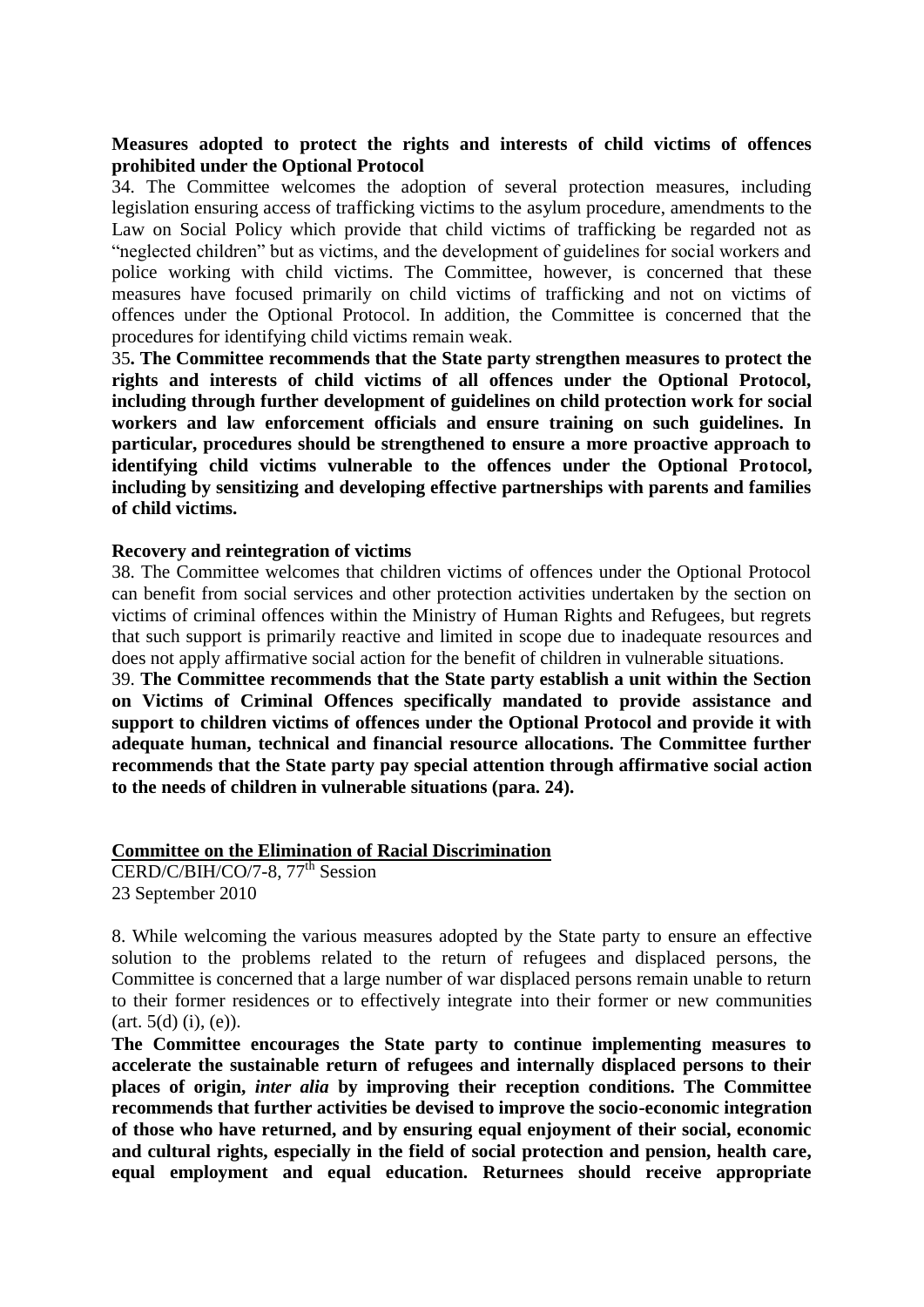**Measures adopted to protect the rights and interests of child victims of offences prohibited under the Optional Protocol**

34. The Committee welcomes the adoption of several protection measures, including legislation ensuring access of trafficking victims to the asylum procedure, amendments to the Law on Social Policy which provide that child victims of trafficking be regarded not as "neglected children" but as victims, and the development of guidelines for social workers and police working with child victims. The Committee, however, is concerned that these measures have focused primarily on child victims of trafficking and not on victims of offences under the Optional Protocol. In addition, the Committee is concerned that the procedures for identifying child victims remain weak.

35**. The Committee recommends that the State party strengthen measures to protect the rights and interests of child victims of all offences under the Optional Protocol, including through further development of guidelines on child protection work for social workers and law enforcement officials and ensure training on such guidelines. In particular, procedures should be strengthened to ensure a more proactive approach to identifying child victims vulnerable to the offences under the Optional Protocol, including by sensitizing and developing effective partnerships with parents and families of child victims.**

**Recovery and reintegration of victims**

38. The Committee welcomes that children victims of offences under the Optional Protocol can benefit from social services and other protection activities undertaken by the section on victims of criminal offences within the Ministry of Human Rights and Refugees, but regrets that such support is primarily reactive and limited in scope due to inadequate resources and does not apply affirmative social action for the benefit of children in vulnerable situations.

39. **The Committee recommends that the State party establish a unit within the Section on Victims of Criminal Offences specifically mandated to provide assistance and support to children victims of offences under the Optional Protocol and provide it with adequate human, technical and financial resource allocations. The Committee further recommends that the State party pay special attention through affirmative social action to the needs of children in vulnerable situations (para. 24).**

**Committee on the Elimination of Racial Discrimination**

CERD/C/BIH/CO/7-8, 77th Session
23 September 2010

8. While welcoming the various measures adopted by the State party to ensure an effective solution to the problems related to the return of refugees and displaced persons, the Committee is concerned that a large number of war displaced persons remain unable to return to their former residences or to effectively integrate into their former or new communities (art. 5(d) (i), (e)).

**The Committee encourages the State party to continue implementing measures to accelerate the sustainable return of refugees and internally displaced persons to their places of origin, *inter alia* by improving their reception conditions. The Committee recommends that further activities be devised to improve the socio-economic integration of those who have returned, and by ensuring equal enjoyment of their social, economic and cultural rights, especially in the field of social protection and pension, health care, equal employment and equal education. Returnees should receive appropriate**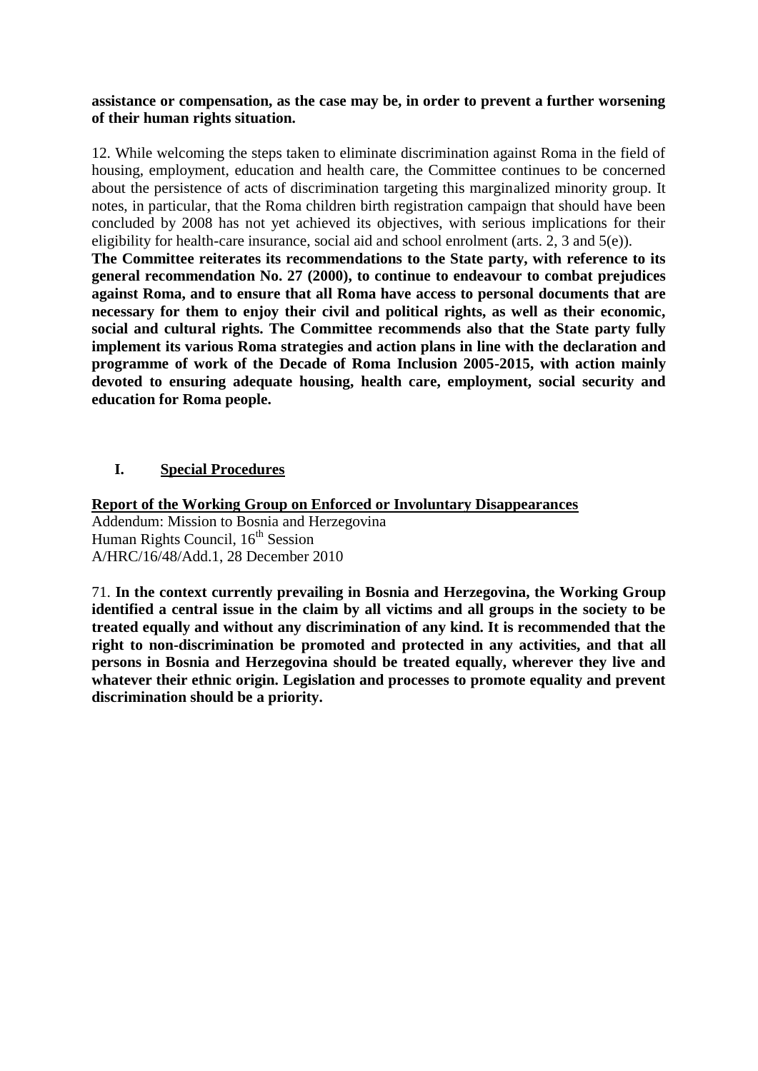**assistance or compensation, as the case may be, in order to prevent a further worsening of their human rights situation.**

12. While welcoming the steps taken to eliminate discrimination against Roma in the field of housing, employment, education and health care, the Committee continues to be concerned about the persistence of acts of discrimination targeting this marginalized minority group. It notes, in particular, that the Roma children birth registration campaign that should have been concluded by 2008 has not yet achieved its objectives, with serious implications for their eligibility for health-care insurance, social aid and school enrolment (arts. 2, 3 and 5(e)).
**The Committee reiterates its recommendations to the State party, with reference to its general recommendation No. 27 (2000), to continue to endeavour to combat prejudices against Roma, and to ensure that all Roma have access to personal documents that are necessary for them to enjoy their civil and political rights, as well as their economic, social and cultural rights. The Committee recommends also that the State party fully implement its various Roma strategies and action plans in line with the declaration and programme of work of the Decade of Roma Inclusion 2005-2015, with action mainly devoted to ensuring adequate housing, health care, employment, social security and education for Roma people.**

## I. Special Procedures

**Report of the Working Group on Enforced or Involuntary Disappearances**
Addendum: Mission to Bosnia and Herzegovina
Human Rights Council, 16th Session
A/HRC/16/48/Add.1, 28 December 2010

71. **In the context currently prevailing in Bosnia and Herzegovina, the Working Group identified a central issue in the claim by all victims and all groups in the society to be treated equally and without any discrimination of any kind. It is recommended that the right to non-discrimination be promoted and protected in any activities, and that all persons in Bosnia and Herzegovina should be treated equally, wherever they live and whatever their ethnic origin. Legislation and processes to promote equality and prevent discrimination should be a priority.**